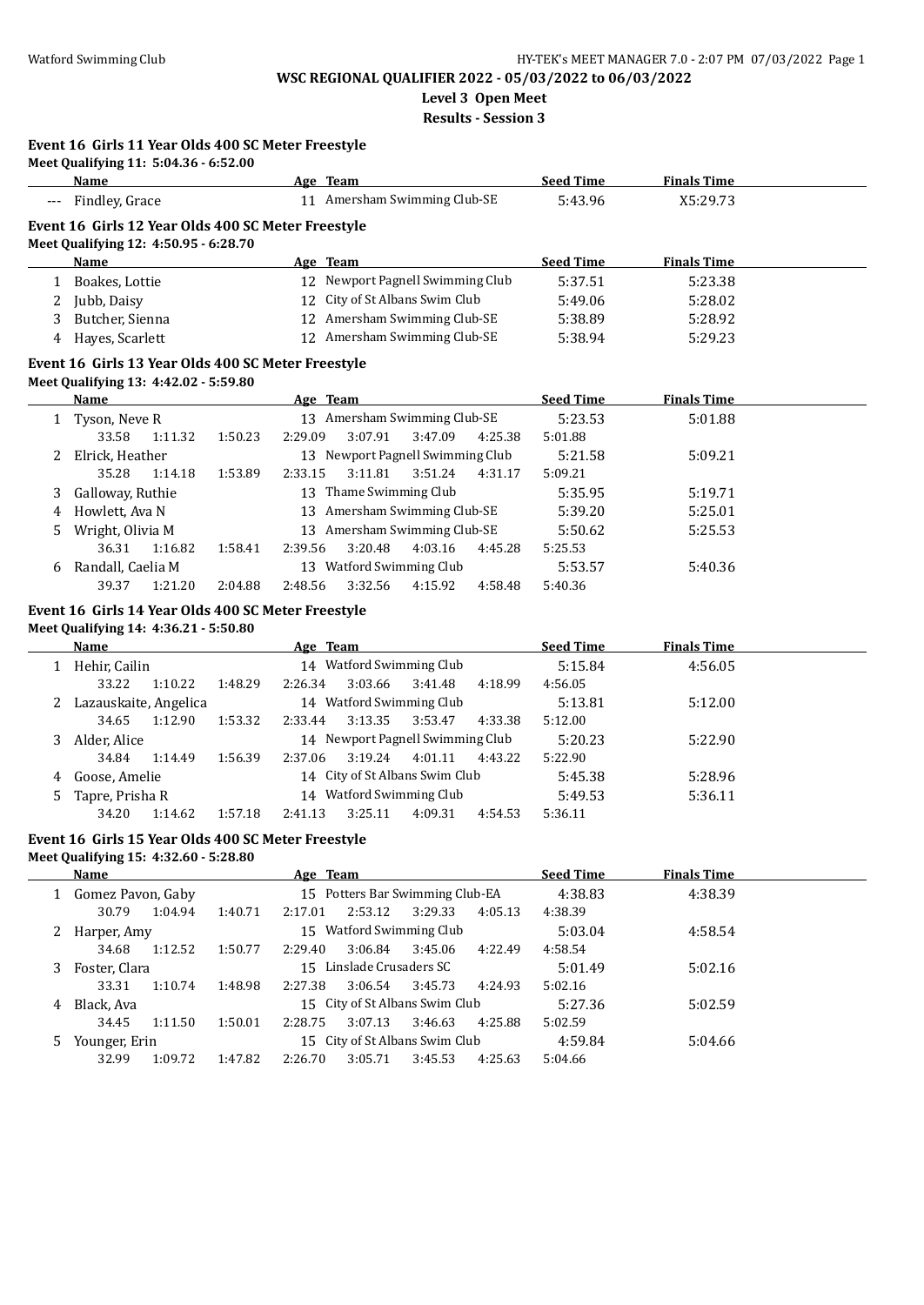**WSC REGIONAL QUALIFIER 2022 - 05/03/2022 to 06/03/2022**

**Level 3 Open Meet**

**Results - Session 3**

### Event 16 Girls 11 Year Olds 400 SC Meter Freestyle

**Meet Qualifying 11: 5:04.36 - 6:52.00**

| | Name | Age | Team | Seed Time | Finals Time |
|---|---|---|---|---|---|
| --- | Findley, Grace | 11 | Amersham Swimming Club-SE | 5:43.96 | X5:29.73 |

### Event 16 Girls 12 Year Olds 400 SC Meter Freestyle

**Meet Qualifying 12: 4:50.95 - 6:28.70**

| | Name | Age | Team | Seed Time | Finals Time |
|---|---|---|---|---|---|
| 1 | Boakes, Lottie | 12 | Newport Pagnell Swimming Club | 5:37.51 | 5:23.38 |
| 2 | Jubb, Daisy | 12 | City of St Albans Swim Club | 5:49.06 | 5:28.02 |
| 3 | Butcher, Sienna | 12 | Amersham Swimming Club-SE | 5:38.89 | 5:28.92 |
| 4 | Hayes, Scarlett | 12 | Amersham Swimming Club-SE | 5:38.94 | 5:29.23 |

### Event 16 Girls 13 Year Olds 400 SC Meter Freestyle

**Meet Qualifying 13: 4:42.02 - 5:59.80**

| | Name | Age | Team | Seed Time | Finals Time |
|---|---|---|---|---|---|
| 1 | Tyson, Neve R | 13 | Amersham Swimming Club-SE | 5:23.53 | 5:01.88 |
| | 33.58 1:11.32 1:50.23 2:29.09 3:07.91 3:47.09 4:25.38 5:01.88 | | | | |
| 2 | Elrick, Heather | 13 | Newport Pagnell Swimming Club | 5:21.58 | 5:09.21 |
| | 35.28 1:14.18 1:53.89 2:33.15 3:11.81 3:51.24 4:31.17 5:09.21 | | | | |
| 3 | Galloway, Ruthie | 13 | Thame Swimming Club | 5:35.95 | 5:19.71 |
| 4 | Howlett, Ava N | 13 | Amersham Swimming Club-SE | 5:39.20 | 5:25.01 |
| 5 | Wright, Olivia M | 13 | Amersham Swimming Club-SE | 5:50.62 | 5:25.53 |
| | 36.31 1:16.82 1:58.41 2:39.56 3:20.48 4:03.16 4:45.28 5:25.53 | | | | |
| 6 | Randall, Caelia M | 13 | Watford Swimming Club | 5:53.57 | 5:40.36 |
| | 39.37 1:21.20 2:04.88 2:48.56 3:32.56 4:15.92 4:58.48 5:40.36 | | | | |

### Event 16 Girls 14 Year Olds 400 SC Meter Freestyle

**Meet Qualifying 14: 4:36.21 - 5:50.80**

| | Name | Age | Team | Seed Time | Finals Time |
|---|---|---|---|---|---|
| 1 | Hehir, Cailin | 14 | Watford Swimming Club | 5:15.84 | 4:56.05 |
| | 33.22 1:10.22 1:48.29 2:26.34 3:03.66 3:41.48 4:18.99 4:56.05 | | | | |
| 2 | Lazauskaite, Angelica | 14 | Watford Swimming Club | 5:13.81 | 5:12.00 |
| | 34.65 1:12.90 1:53.32 2:33.44 3:13.35 3:53.47 4:33.38 5:12.00 | | | | |
| 3 | Alder, Alice | 14 | Newport Pagnell Swimming Club | 5:20.23 | 5:22.90 |
| | 34.84 1:14.49 1:56.39 2:37.06 3:19.24 4:01.11 4:43.22 5:22.90 | | | | |
| 4 | Goose, Amelie | 14 | City of St Albans Swim Club | 5:45.38 | 5:28.96 |
| 5 | Tapre, Prisha R | 14 | Watford Swimming Club | 5:49.53 | 5:36.11 |
| | 34.20 1:14.62 1:57.18 2:41.13 3:25.11 4:09.31 4:54.53 5:36.11 | | | | |

### Event 16 Girls 15 Year Olds 400 SC Meter Freestyle

**Meet Qualifying 15: 4:32.60 - 5:28.80**

| | Name | Age | Team | Seed Time | Finals Time |
|---|---|---|---|---|---|
| 1 | Gomez Pavon, Gaby | 15 | Potters Bar Swimming Club-EA | 4:38.83 | 4:38.39 |
| | 30.79 1:04.94 1:40.71 2:17.01 2:53.12 3:29.33 4:05.13 4:38.39 | | | | |
| 2 | Harper, Amy | 15 | Watford Swimming Club | 5:03.04 | 4:58.54 |
| | 34.68 1:12.52 1:50.77 2:29.40 3:06.84 3:45.06 4:22.49 4:58.54 | | | | |
| 3 | Foster, Clara | 15 | Linslade Crusaders SC | 5:01.49 | 5:02.16 |
| | 33.31 1:10.74 1:48.98 2:27.38 3:06.54 3:45.73 4:24.93 5:02.16 | | | | |
| 4 | Black, Ava | 15 | City of St Albans Swim Club | 5:27.36 | 5:02.59 |
| | 34.45 1:11.50 1:50.01 2:28.75 3:07.13 3:46.63 4:25.88 5:02.59 | | | | |
| 5 | Younger, Erin | 15 | City of St Albans Swim Club | 4:59.84 | 5:04.66 |
| | 32.99 1:09.72 1:47.82 2:26.70 3:05.71 3:45.53 4:25.63 5:04.66 | | | | |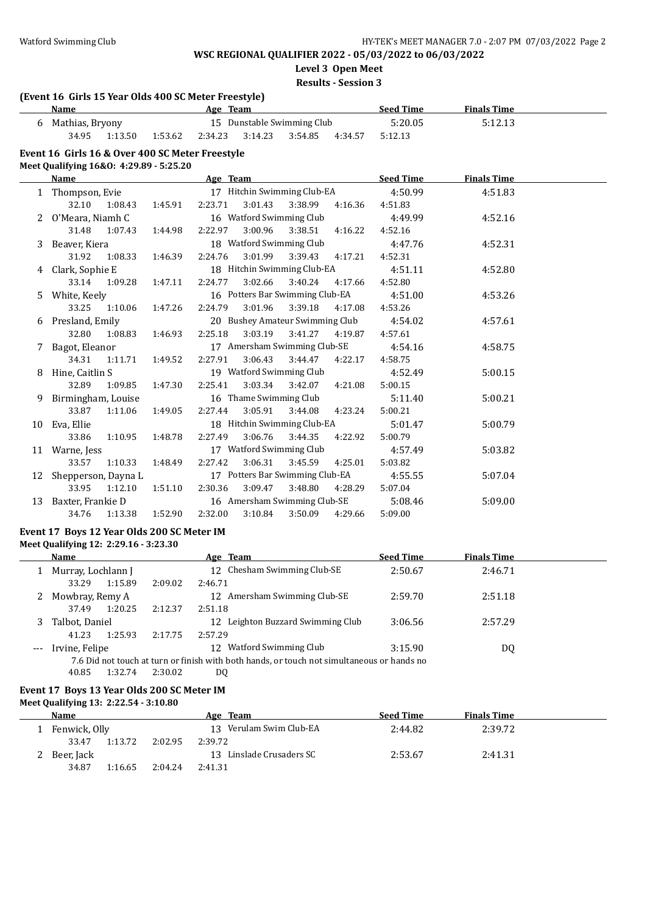**WSC REGIONAL QUALIFIER 2022 - 05/03/2022 to 06/03/2022**

**Level 3 Open Meet**

**Results - Session 3**

### (Event 16 Girls 15 Year Olds 400 SC Meter Freestyle)

| | Name | Age | Team | Seed Time | Finals Time |
|---|---|---|---|---|---|
| 6 | Mathias, Bryony | 15 | Dunstable Swimming Club | 5:20.05 | 5:12.13 |
| | 34.95 1:13.50 1:53.62 2:34.23 3:14.23 3:54.85 4:34.57 5:12.13 | | | | |

### Event 16 Girls 16 & Over 400 SC Meter Freestyle

**Meet Qualifying 16&O: 4:29.89 - 5:25.20**

| | Name | Age | Team | Seed Time | Finals Time |
|---|---|---|---|---|---|
| 1 | Thompson, Evie | 17 | Hitchin Swimming Club-EA | 4:50.99 | 4:51.83 |
| | 32.10 1:08.43 1:45.91 2:23.71 3:01.43 3:38.99 4:16.36 4:51.83 | | | | |
| 2 | O'Meara, Niamh C | 16 | Watford Swimming Club | 4:49.99 | 4:52.16 |
| | 31.48 1:07.43 1:44.98 2:22.97 3:00.96 3:38.51 4:16.22 4:52.16 | | | | |
| 3 | Beaver, Kiera | 18 | Watford Swimming Club | 4:47.76 | 4:52.31 |
| | 31.92 1:08.33 1:46.39 2:24.76 3:01.99 3:39.43 4:17.21 4:52.31 | | | | |
| 4 | Clark, Sophie E | 18 | Hitchin Swimming Club-EA | 4:51.11 | 4:52.80 |
| | 33.14 1:09.28 1:47.11 2:24.77 3:02.66 3:40.24 4:17.66 4:52.80 | | | | |
| 5 | White, Keely | 16 | Potters Bar Swimming Club-EA | 4:51.00 | 4:53.26 |
| | 33.25 1:10.06 1:47.26 2:24.79 3:01.96 3:39.18 4:17.08 4:53.26 | | | | |
| 6 | Presland, Emily | 20 | Bushey Amateur Swimming Club | 4:54.02 | 4:57.61 |
| | 32.80 1:08.83 1:46.93 2:25.18 3:03.19 3:41.27 4:19.87 4:57.61 | | | | |
| 7 | Bagot, Eleanor | 17 | Amersham Swimming Club-SE | 4:54.16 | 4:58.75 |
| | 34.31 1:11.71 1:49.52 2:27.91 3:06.43 3:44.47 4:22.17 4:58.75 | | | | |
| 8 | Hine, Caitlin S | 19 | Watford Swimming Club | 4:52.49 | 5:00.15 |
| | 32.89 1:09.85 1:47.30 2:25.41 3:03.34 3:42.07 4:21.08 5:00.15 | | | | |
| 9 | Birmingham, Louise | 16 | Thame Swimming Club | 5:11.40 | 5:00.21 |
| | 33.87 1:11.06 1:49.05 2:27.44 3:05.91 3:44.08 4:23.24 5:00.21 | | | | |
| 10 | Eva, Ellie | 18 | Hitchin Swimming Club-EA | 5:01.47 | 5:00.79 |
| | 33.86 1:10.95 1:48.78 2:27.49 3:06.76 3:44.35 4:22.92 5:00.79 | | | | |
| 11 | Warne, Jess | 17 | Watford Swimming Club | 4:57.49 | 5:03.82 |
| | 33.57 1:10.33 1:48.49 2:27.42 3:06.31 3:45.59 4:25.01 5:03.82 | | | | |
| 12 | Shepperson, Dayna L | 17 | Potters Bar Swimming Club-EA | 4:55.55 | 5:07.04 |
| | 33.95 1:12.10 1:51.10 2:30.36 3:09.47 3:48.80 4:28.29 5:07.04 | | | | |
| 13 | Baxter, Frankie D | 16 | Amersham Swimming Club-SE | 5:08.46 | 5:09.00 |
| | 34.76 1:13.38 1:52.90 2:32.00 3:10.84 3:50.09 4:29.66 5:09.00 | | | | |

### Event 17 Boys 12 Year Olds 200 SC Meter IM

**Meet Qualifying 12: 2:29.16 - 3:23.30**

| | Name | Age | Team | Seed Time | Finals Time |
|---|---|---|---|---|---|
| 1 | Murray, Lochlann J | 12 | Chesham Swimming Club-SE | 2:50.67 | 2:46.71 |
| | 33.29 1:15.89 2:09.02 2:46.71 | | | | |
| 2 | Mowbray, Remy A | 12 | Amersham Swimming Club-SE | 2:59.70 | 2:51.18 |
| | 37.49 1:20.25 2:12.37 2:51.18 | | | | |
| 3 | Talbot, Daniel | 12 | Leighton Buzzard Swimming Club | 3:06.56 | 2:57.29 |
| | 41.23 1:25.93 2:17.75 2:57.29 | | | | |
| --- | Irvine, Felipe | 12 | Watford Swimming Club | 3:15.90 | DQ |
| | 7.6 Did not touch at turn or finish with both hands, or touch not simultaneous or hands no | | | | |
| | 40.85 1:32.74 2:30.02 DQ | | | | |

### Event 17 Boys 13 Year Olds 200 SC Meter IM

**Meet Qualifying 13: 2:22.54 - 3:10.80**

| | Name | Age | Team | Seed Time | Finals Time |
|---|---|---|---|---|---|
| 1 | Fenwick, Olly | 13 | Verulam Swim Club-EA | 2:44.82 | 2:39.72 |
| | 33.47 1:13.72 2:02.95 2:39.72 | | | | |
| 2 | Beer, Jack | 13 | Linslade Crusaders SC | 2:53.67 | 2:41.31 |
| | 34.87 1:16.65 2:04.24 2:41.31 | | | | |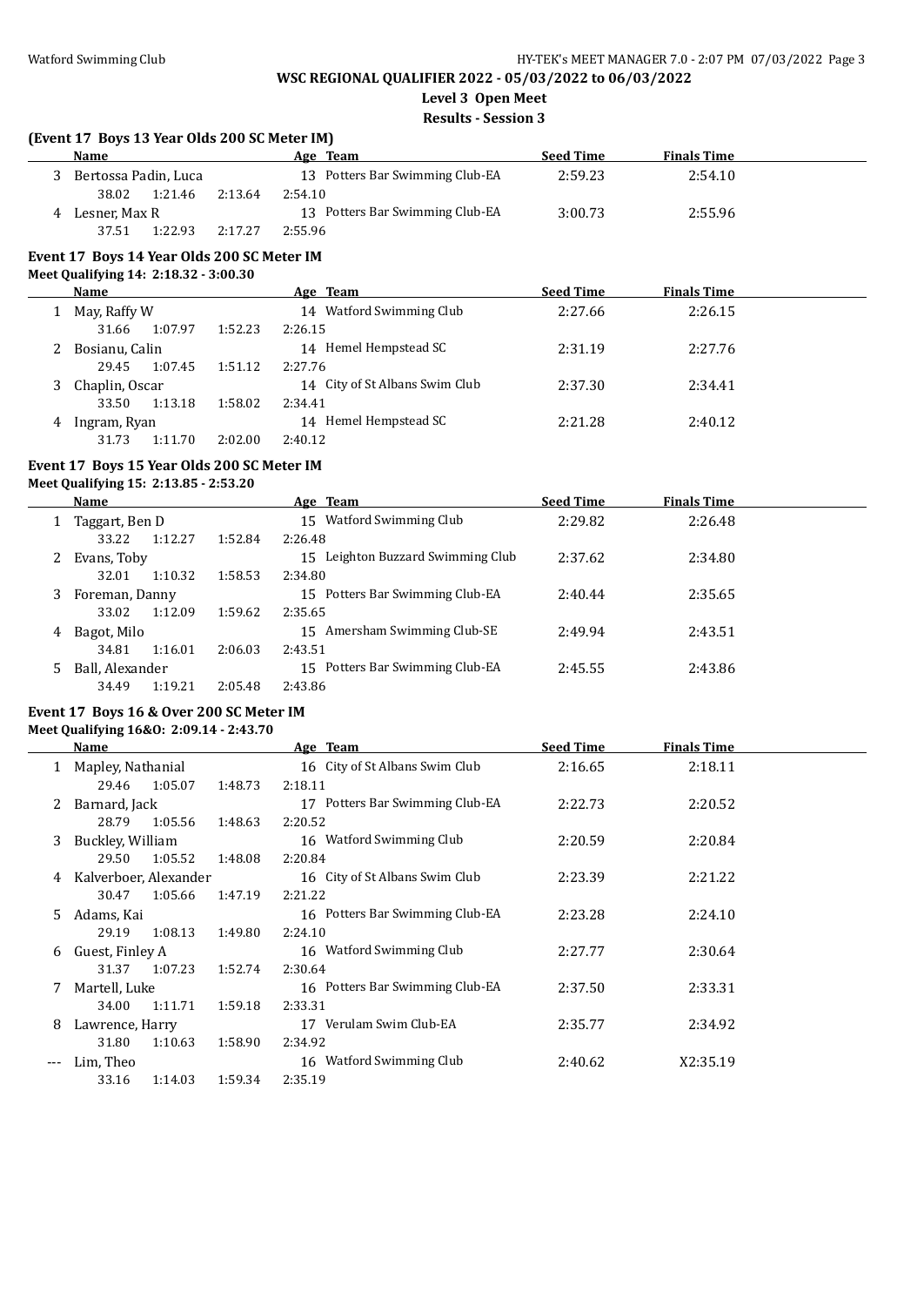**WSC REGIONAL QUALIFIER 2022 - 05/03/2022 to 06/03/2022**

**Level 3 Open Meet**

**Results - Session 3**

### (Event 17 Boys 13 Year Olds 200 SC Meter IM)

| | Name | Age | Team | Seed Time | Finals Time |
|---|---|---|---|---|---|
| 3 | Bertossa Padin, Luca | 13 | Potters Bar Swimming Club-EA | 2:59.23 | 2:54.10 |
| | 38.02 1:21.46 2:13.64 2:54.10 | | | | |
| 4 | Lesner, Max R | 13 | Potters Bar Swimming Club-EA | 3:00.73 | 2:55.96 |
| | 37.51 1:22.93 2:17.27 2:55.96 | | | | |

### Event 17 Boys 14 Year Olds 200 SC Meter IM

**Meet Qualifying 14: 2:18.32 - 3:00.30**

| | Name | Age | Team | Seed Time | Finals Time |
|---|---|---|---|---|---|
| 1 | May, Raffy W | 14 | Watford Swimming Club | 2:27.66 | 2:26.15 |
| | 31.66 1:07.97 1:52.23 2:26.15 | | | | |
| 2 | Bosianu, Calin | 14 | Hemel Hempstead SC | 2:31.19 | 2:27.76 |
| | 29.45 1:07.45 1:51.12 2:27.76 | | | | |
| 3 | Chaplin, Oscar | 14 | City of St Albans Swim Club | 2:37.30 | 2:34.41 |
| | 33.50 1:13.18 1:58.02 2:34.41 | | | | |
| 4 | Ingram, Ryan | 14 | Hemel Hempstead SC | 2:21.28 | 2:40.12 |
| | 31.73 1:11.70 2:02.00 2:40.12 | | | | |

### Event 17 Boys 15 Year Olds 200 SC Meter IM

**Meet Qualifying 15: 2:13.85 - 2:53.20**

| | Name | Age | Team | Seed Time | Finals Time |
|---|---|---|---|---|---|
| 1 | Taggart, Ben D | 15 | Watford Swimming Club | 2:29.82 | 2:26.48 |
| | 33.22 1:12.27 1:52.84 2:26.48 | | | | |
| 2 | Evans, Toby | 15 | Leighton Buzzard Swimming Club | 2:37.62 | 2:34.80 |
| | 32.01 1:10.32 1:58.53 2:34.80 | | | | |
| 3 | Foreman, Danny | 15 | Potters Bar Swimming Club-EA | 2:40.44 | 2:35.65 |
| | 33.02 1:12.09 1:59.62 2:35.65 | | | | |
| 4 | Bagot, Milo | 15 | Amersham Swimming Club-SE | 2:49.94 | 2:43.51 |
| | 34.81 1:16.01 2:06.03 2:43.51 | | | | |
| 5 | Ball, Alexander | 15 | Potters Bar Swimming Club-EA | 2:45.55 | 2:43.86 |
| | 34.49 1:19.21 2:05.48 2:43.86 | | | | |

### Event 17 Boys 16 & Over 200 SC Meter IM

**Meet Qualifying 16&O: 2:09.14 - 2:43.70**

| | Name | Age | Team | Seed Time | Finals Time |
|---|---|---|---|---|---|
| 1 | Mapley, Nathanial | 16 | City of St Albans Swim Club | 2:16.65 | 2:18.11 |
| | 29.46 1:05.07 1:48.73 2:18.11 | | | | |
| 2 | Barnard, Jack | 17 | Potters Bar Swimming Club-EA | 2:22.73 | 2:20.52 |
| | 28.79 1:05.56 1:48.63 2:20.52 | | | | |
| 3 | Buckley, William | 16 | Watford Swimming Club | 2:20.59 | 2:20.84 |
| | 29.50 1:05.52 1:48.08 2:20.84 | | | | |
| 4 | Kalverboer, Alexander | 16 | City of St Albans Swim Club | 2:23.39 | 2:21.22 |
| | 30.47 1:05.66 1:47.19 2:21.22 | | | | |
| 5 | Adams, Kai | 16 | Potters Bar Swimming Club-EA | 2:23.28 | 2:24.10 |
| | 29.19 1:08.13 1:49.80 2:24.10 | | | | |
| 6 | Guest, Finley A | 16 | Watford Swimming Club | 2:27.77 | 2:30.64 |
| | 31.37 1:07.23 1:52.74 2:30.64 | | | | |
| 7 | Martell, Luke | 16 | Potters Bar Swimming Club-EA | 2:37.50 | 2:33.31 |
| | 34.00 1:11.71 1:59.18 2:33.31 | | | | |
| 8 | Lawrence, Harry | 17 | Verulam Swim Club-EA | 2:35.77 | 2:34.92 |
| | 31.80 1:10.63 1:58.90 2:34.92 | | | | |
| --- | Lim, Theo | 16 | Watford Swimming Club | 2:40.62 | X2:35.19 |
| | 33.16 1:14.03 1:59.34 2:35.19 | | | | |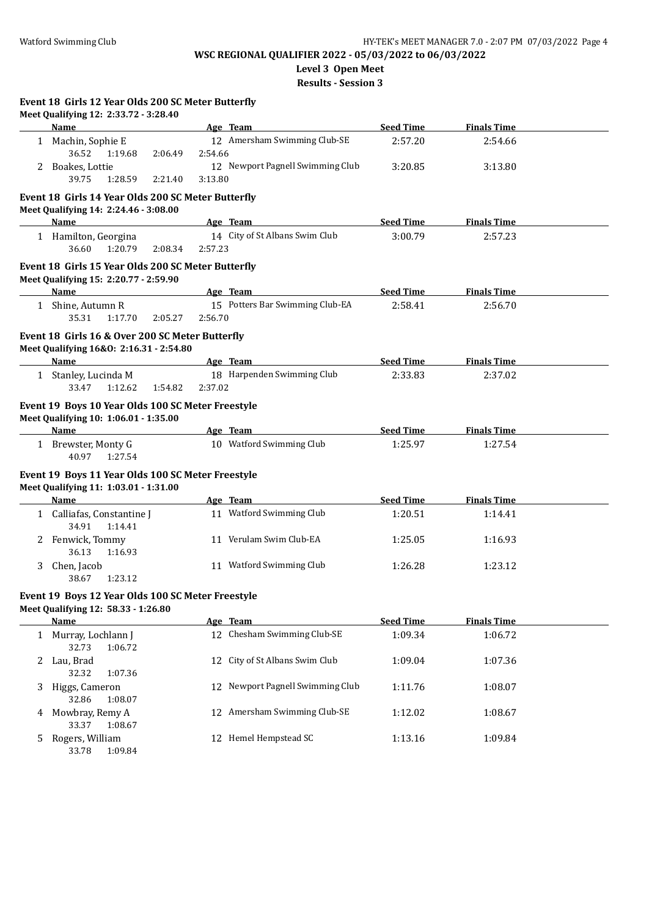**WSC REGIONAL QUALIFIER 2022 - 05/03/2022 to 06/03/2022**

**Level 3 Open Meet**

**Results - Session 3**

### Event 18 Girls 12 Year Olds 200 SC Meter Butterfly

Meet Qualifying 12: 2:33.72 - 3:28.40

| | Name | Age | Team | Seed Time | Finals Time |
|---|---|---|---|---|---|
| 1 | Machin, Sophie E | 12 | Amersham Swimming Club-SE | 2:57.20 | 2:54.66 |
| | 36.52 1:19.68 2:06.49 2:54.66 | | | | |
| 2 | Boakes, Lottie | 12 | Newport Pagnell Swimming Club | 3:20.85 | 3:13.80 |
| | 39.75 1:28.59 2:21.40 3:13.80 | | | | |

### Event 18 Girls 14 Year Olds 200 SC Meter Butterfly

Meet Qualifying 14: 2:24.46 - 3:08.00

| | Name | Age | Team | Seed Time | Finals Time |
|---|---|---|---|---|---|
| 1 | Hamilton, Georgina | 14 | City of St Albans Swim Club | 3:00.79 | 2:57.23 |
| | 36.60 1:20.79 2:08.34 2:57.23 | | | | |

### Event 18 Girls 15 Year Olds 200 SC Meter Butterfly

Meet Qualifying 15: 2:20.77 - 2:59.90

| | Name | Age | Team | Seed Time | Finals Time |
|---|---|---|---|---|---|
| 1 | Shine, Autumn R | 15 | Potters Bar Swimming Club-EA | 2:58.41 | 2:56.70 |
| | 35.31 1:17.70 2:05.27 2:56.70 | | | | |

### Event 18 Girls 16 & Over 200 SC Meter Butterfly

Meet Qualifying 16&O: 2:16.31 - 2:54.80

| | Name | Age | Team | Seed Time | Finals Time |
|---|---|---|---|---|---|
| 1 | Stanley, Lucinda M | 18 | Harpenden Swimming Club | 2:33.83 | 2:37.02 |
| | 33.47 1:12.62 1:54.82 2:37.02 | | | | |

### Event 19 Boys 10 Year Olds 100 SC Meter Freestyle

Meet Qualifying 10: 1:06.01 - 1:35.00

| | Name | Age | Team | Seed Time | Finals Time |
|---|---|---|---|---|---|
| 1 | Brewster, Monty G | 10 | Watford Swimming Club | 1:25.97 | 1:27.54 |
| | 40.97 1:27.54 | | | | |

### Event 19 Boys 11 Year Olds 100 SC Meter Freestyle

Meet Qualifying 11: 1:03.01 - 1:31.00

| | Name | Age | Team | Seed Time | Finals Time |
|---|---|---|---|---|---|
| 1 | Calliafas, Constantine J | 11 | Watford Swimming Club | 1:20.51 | 1:14.41 |
| | 34.91 1:14.41 | | | | |
| 2 | Fenwick, Tommy | 11 | Verulam Swim Club-EA | 1:25.05 | 1:16.93 |
| | 36.13 1:16.93 | | | | |
| 3 | Chen, Jacob | 11 | Watford Swimming Club | 1:26.28 | 1:23.12 |
| | 38.67 1:23.12 | | | | |

### Event 19 Boys 12 Year Olds 100 SC Meter Freestyle

Meet Qualifying 12: 58.33 - 1:26.80

| | Name | Age | Team | Seed Time | Finals Time |
|---|---|---|---|---|---|
| 1 | Murray, Lochlann J | 12 | Chesham Swimming Club-SE | 1:09.34 | 1:06.72 |
| | 32.73 1:06.72 | | | | |
| 2 | Lau, Brad | 12 | City of St Albans Swim Club | 1:09.04 | 1:07.36 |
| | 32.32 1:07.36 | | | | |
| 3 | Higgs, Cameron | 12 | Newport Pagnell Swimming Club | 1:11.76 | 1:08.07 |
| | 32.86 1:08.07 | | | | |
| 4 | Mowbray, Remy A | 12 | Amersham Swimming Club-SE | 1:12.02 | 1:08.67 |
| | 33.37 1:08.67 | | | | |
| 5 | Rogers, William | 12 | Hemel Hempstead SC | 1:13.16 | 1:09.84 |
| | 33.78 1:09.84 | | | | |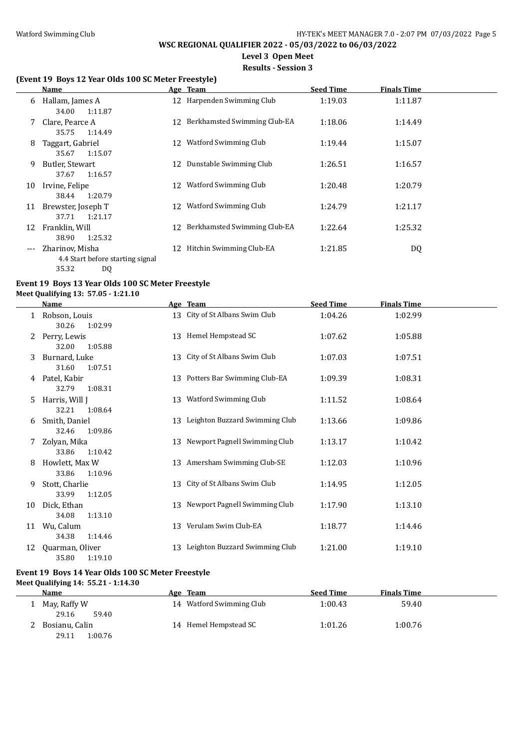**WSC REGIONAL QUALIFIER 2022 - 05/03/2022 to 06/03/2022**

**Level 3 Open Meet**

**Results - Session 3**

### (Event 19 Boys 12 Year Olds 100 SC Meter Freestyle)

| | Name | Age | Team | Seed Time | Finals Time |
|---|---|---|---|---|---|
| 6 | Hallam, James A | 12 | Harpenden Swimming Club | 1:19.03 | 1:11.87 |
| | 34.00 1:11.87 | | | | |
| 7 | Clare, Pearce A | 12 | Berkhamsted Swimming Club-EA | 1:18.06 | 1:14.49 |
| | 35.75 1:14.49 | | | | |
| 8 | Taggart, Gabriel | 12 | Watford Swimming Club | 1:19.44 | 1:15.07 |
| | 35.67 1:15.07 | | | | |
| 9 | Butler, Stewart | 12 | Dunstable Swimming Club | 1:26.51 | 1:16.57 |
| | 37.67 1:16.57 | | | | |
| 10 | Irvine, Felipe | 12 | Watford Swimming Club | 1:20.48 | 1:20.79 |
| | 38.44 1:20.79 | | | | |
| 11 | Brewster, Joseph T | 12 | Watford Swimming Club | 1:24.79 | 1:21.17 |
| | 37.71 1:21.17 | | | | |
| 12 | Franklin, Will | 12 | Berkhamsted Swimming Club-EA | 1:22.64 | 1:25.32 |
| | 38.90 1:25.32 | | | | |
| --- | Zharinov, Misha | 12 | Hitchin Swimming Club-EA | 1:21.85 | DQ |
| | 4.4 Start before starting signal | | | | |
| | 35.32 DQ | | | | |

### Event 19 Boys 13 Year Olds 100 SC Meter Freestyle

**Meet Qualifying 13: 57.05 - 1:21.10**

| | Name | Age | Team | Seed Time | Finals Time |
|---|---|---|---|---|---|
| 1 | Robson, Louis | 13 | City of St Albans Swim Club | 1:04.26 | 1:02.99 |
| | 30.26 1:02.99 | | | | |
| 2 | Perry, Lewis | 13 | Hemel Hempstead SC | 1:07.62 | 1:05.88 |
| | 32.00 1:05.88 | | | | |
| 3 | Burnard, Luke | 13 | City of St Albans Swim Club | 1:07.03 | 1:07.51 |
| | 31.60 1:07.51 | | | | |
| 4 | Patel, Kabir | 13 | Potters Bar Swimming Club-EA | 1:09.39 | 1:08.31 |
| | 32.79 1:08.31 | | | | |
| 5 | Harris, Will J | 13 | Watford Swimming Club | 1:11.52 | 1:08.64 |
| | 32.21 1:08.64 | | | | |
| 6 | Smith, Daniel | 13 | Leighton Buzzard Swimming Club | 1:13.66 | 1:09.86 |
| | 32.46 1:09.86 | | | | |
| 7 | Zolyan, Mika | 13 | Newport Pagnell Swimming Club | 1:13.17 | 1:10.42 |
| | 33.86 1:10.42 | | | | |
| 8 | Howlett, Max W | 13 | Amersham Swimming Club-SE | 1:12.03 | 1:10.96 |
| | 33.86 1:10.96 | | | | |
| 9 | Stott, Charlie | 13 | City of St Albans Swim Club | 1:14.95 | 1:12.05 |
| | 33.99 1:12.05 | | | | |
| 10 | Dick, Ethan | 13 | Newport Pagnell Swimming Club | 1:17.90 | 1:13.10 |
| | 34.08 1:13.10 | | | | |
| 11 | Wu, Calum | 13 | Verulam Swim Club-EA | 1:18.77 | 1:14.46 |
| | 34.38 1:14.46 | | | | |
| 12 | Quarman, Oliver | 13 | Leighton Buzzard Swimming Club | 1:21.00 | 1:19.10 |
| | 35.80 1:19.10 | | | | |

### Event 19 Boys 14 Year Olds 100 SC Meter Freestyle

**Meet Qualifying 14: 55.21 - 1:14.30**

| | Name | Age | Team | Seed Time | Finals Time |
|---|---|---|---|---|---|
| 1 | May, Raffy W | 14 | Watford Swimming Club | 1:00.43 | 59.40 |
| | 29.16 59.40 | | | | |
| 2 | Bosianu, Calin | 14 | Hemel Hempstead SC | 1:01.26 | 1:00.76 |
| | 29.11 1:00.76 | | | | |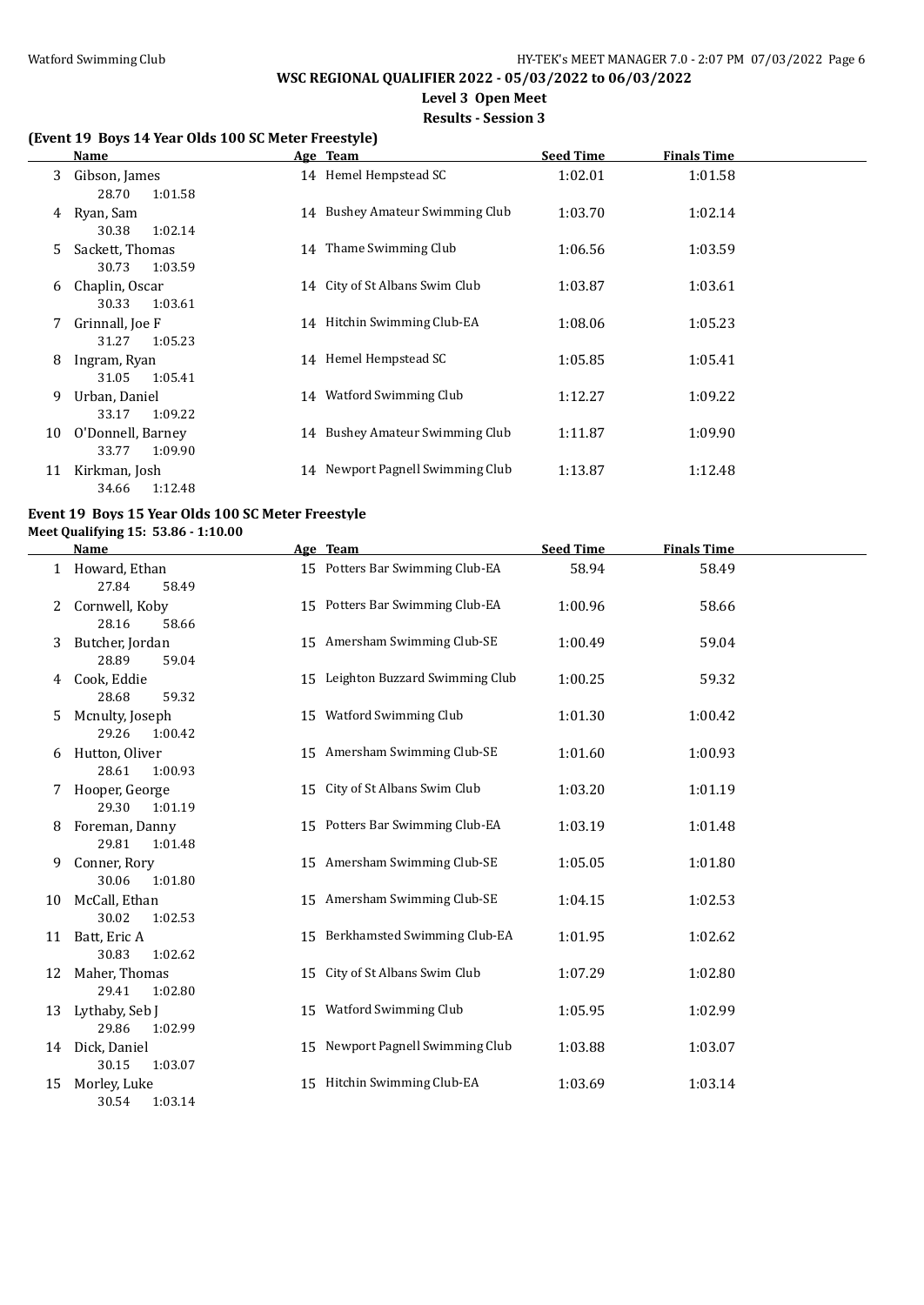**WSC REGIONAL QUALIFIER 2022 - 05/03/2022 to 06/03/2022**

**Level 3 Open Meet**

**Results - Session 3**

### (Event 19 Boys 14 Year Olds 100 SC Meter Freestyle)

| | Name | Age | Team | Seed Time | Finals Time |
|---|---|---|---|---|---|
| 3 | Gibson, James | 14 | Hemel Hempstead SC | 1:02.01 | 1:01.58 |
| | 28.70 1:01.58 | | | | |
| 4 | Ryan, Sam | 14 | Bushey Amateur Swimming Club | 1:03.70 | 1:02.14 |
| | 30.38 1:02.14 | | | | |
| 5 | Sackett, Thomas | 14 | Thame Swimming Club | 1:06.56 | 1:03.59 |
| | 30.73 1:03.59 | | | | |
| 6 | Chaplin, Oscar | 14 | City of St Albans Swim Club | 1:03.87 | 1:03.61 |
| | 30.33 1:03.61 | | | | |
| 7 | Grinnall, Joe F | 14 | Hitchin Swimming Club-EA | 1:08.06 | 1:05.23 |
| | 31.27 1:05.23 | | | | |
| 8 | Ingram, Ryan | 14 | Hemel Hempstead SC | 1:05.85 | 1:05.41 |
| | 31.05 1:05.41 | | | | |
| 9 | Urban, Daniel | 14 | Watford Swimming Club | 1:12.27 | 1:09.22 |
| | 33.17 1:09.22 | | | | |
| 10 | O'Donnell, Barney | 14 | Bushey Amateur Swimming Club | 1:11.87 | 1:09.90 |
| | 33.77 1:09.90 | | | | |
| 11 | Kirkman, Josh | 14 | Newport Pagnell Swimming Club | 1:13.87 | 1:12.48 |
| | 34.66 1:12.48 | | | | |

### Event 19 Boys 15 Year Olds 100 SC Meter Freestyle

**Meet Qualifying 15: 53.86 - 1:10.00**

| | Name | Age | Team | Seed Time | Finals Time |
|---|---|---|---|---|---|
| 1 | Howard, Ethan | 15 | Potters Bar Swimming Club-EA | 58.94 | 58.49 |
| | 27.84 58.49 | | | | |
| 2 | Cornwell, Koby | 15 | Potters Bar Swimming Club-EA | 1:00.96 | 58.66 |
| | 28.16 58.66 | | | | |
| 3 | Butcher, Jordan | 15 | Amersham Swimming Club-SE | 1:00.49 | 59.04 |
| | 28.89 59.04 | | | | |
| 4 | Cook, Eddie | 15 | Leighton Buzzard Swimming Club | 1:00.25 | 59.32 |
| | 28.68 59.32 | | | | |
| 5 | Mcnulty, Joseph | 15 | Watford Swimming Club | 1:01.30 | 1:00.42 |
| | 29.26 1:00.42 | | | | |
| 6 | Hutton, Oliver | 15 | Amersham Swimming Club-SE | 1:01.60 | 1:00.93 |
| | 28.61 1:00.93 | | | | |
| 7 | Hooper, George | 15 | City of St Albans Swim Club | 1:03.20 | 1:01.19 |
| | 29.30 1:01.19 | | | | |
| 8 | Foreman, Danny | 15 | Potters Bar Swimming Club-EA | 1:03.19 | 1:01.48 |
| | 29.81 1:01.48 | | | | |
| 9 | Conner, Rory | 15 | Amersham Swimming Club-SE | 1:05.05 | 1:01.80 |
| | 30.06 1:01.80 | | | | |
| 10 | McCall, Ethan | 15 | Amersham Swimming Club-SE | 1:04.15 | 1:02.53 |
| | 30.02 1:02.53 | | | | |
| 11 | Batt, Eric A | 15 | Berkhamsted Swimming Club-EA | 1:01.95 | 1:02.62 |
| | 30.83 1:02.62 | | | | |
| 12 | Maher, Thomas | 15 | City of St Albans Swim Club | 1:07.29 | 1:02.80 |
| | 29.41 1:02.80 | | | | |
| 13 | Lythaby, Seb J | 15 | Watford Swimming Club | 1:05.95 | 1:02.99 |
| | 29.86 1:02.99 | | | | |
| 14 | Dick, Daniel | 15 | Newport Pagnell Swimming Club | 1:03.88 | 1:03.07 |
| | 30.15 1:03.07 | | | | |
| 15 | Morley, Luke | 15 | Hitchin Swimming Club-EA | 1:03.69 | 1:03.14 |
| | 30.54 1:03.14 | | | | |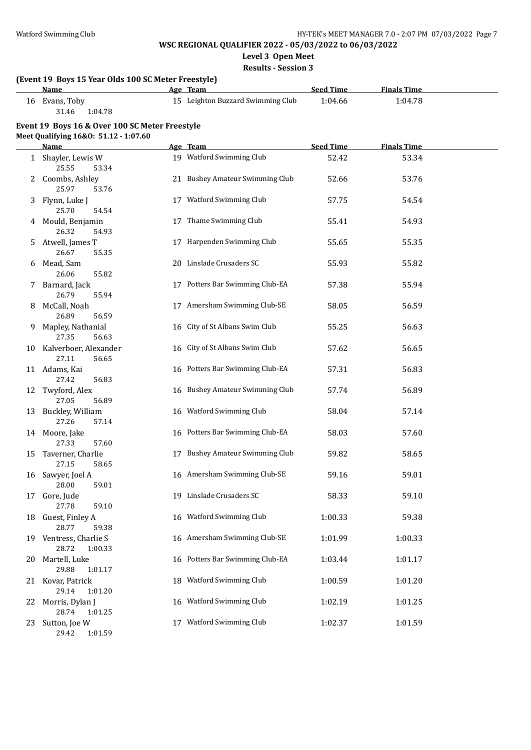**WSC REGIONAL QUALIFIER 2022 - 05/03/2022 to 06/03/2022**

**Level 3 Open Meet**

**Results - Session 3**

### (Event 19 Boys 15 Year Olds 100 SC Meter Freestyle)

| | Name | Age | Team | Seed Time | Finals Time |
|---|---|---|---|---|---|
| 16 | Evans, Toby | 15 | Leighton Buzzard Swimming Club | 1:04.66 | 1:04.78 |
| | 31.46 1:04.78 | | | | |

### Event 19 Boys 16 & Over 100 SC Meter Freestyle

**Meet Qualifying 16&O: 51.12 - 1:07.60**

| | Name | Age | Team | Seed Time | Finals Time |
|---|---|---|---|---|---|
| 1 | Shayler, Lewis W | 19 | Watford Swimming Club | 52.42 | 53.34 |
| | 25.55 53.34 | | | | |
| 2 | Coombs, Ashley | 21 | Bushey Amateur Swimming Club | 52.66 | 53.76 |
| | 25.97 53.76 | | | | |
| 3 | Flynn, Luke J | 17 | Watford Swimming Club | 57.75 | 54.54 |
| | 25.70 54.54 | | | | |
| 4 | Mould, Benjamin | 17 | Thame Swimming Club | 55.41 | 54.93 |
| | 26.32 54.93 | | | | |
| 5 | Atwell, James T | 17 | Harpenden Swimming Club | 55.65 | 55.35 |
| | 26.67 55.35 | | | | |
| 6 | Mead, Sam | 20 | Linslade Crusaders SC | 55.93 | 55.82 |
| | 26.06 55.82 | | | | |
| 7 | Barnard, Jack | 17 | Potters Bar Swimming Club-EA | 57.38 | 55.94 |
| | 26.79 55.94 | | | | |
| 8 | McCall, Noah | 17 | Amersham Swimming Club-SE | 58.05 | 56.59 |
| | 26.89 56.59 | | | | |
| 9 | Mapley, Nathanial | 16 | City of St Albans Swim Club | 55.25 | 56.63 |
| | 27.35 56.63 | | | | |
| 10 | Kalverboer, Alexander | 16 | City of St Albans Swim Club | 57.62 | 56.65 |
| | 27.11 56.65 | | | | |
| 11 | Adams, Kai | 16 | Potters Bar Swimming Club-EA | 57.31 | 56.83 |
| | 27.42 56.83 | | | | |
| 12 | Twyford, Alex | 16 | Bushey Amateur Swimming Club | 57.74 | 56.89 |
| | 27.05 56.89 | | | | |
| 13 | Buckley, William | 16 | Watford Swimming Club | 58.04 | 57.14 |
| | 27.26 57.14 | | | | |
| 14 | Moore, Jake | 16 | Potters Bar Swimming Club-EA | 58.03 | 57.60 |
| | 27.33 57.60 | | | | |
| 15 | Taverner, Charlie | 17 | Bushey Amateur Swimming Club | 59.82 | 58.65 |
| | 27.15 58.65 | | | | |
| 16 | Sawyer, Joel A | 16 | Amersham Swimming Club-SE | 59.16 | 59.01 |
| | 28.00 59.01 | | | | |
| 17 | Gore, Jude | 19 | Linslade Crusaders SC | 58.33 | 59.10 |
| | 27.78 59.10 | | | | |
| 18 | Guest, Finley A | 16 | Watford Swimming Club | 1:00.33 | 59.38 |
| | 28.77 59.38 | | | | |
| 19 | Ventress, Charlie S | 16 | Amersham Swimming Club-SE | 1:01.99 | 1:00.33 |
| | 28.72 1:00.33 | | | | |
| 20 | Martell, Luke | 16 | Potters Bar Swimming Club-EA | 1:03.44 | 1:01.17 |
| | 29.88 1:01.17 | | | | |
| 21 | Kovar, Patrick | 18 | Watford Swimming Club | 1:00.59 | 1:01.20 |
| | 29.14 1:01.20 | | | | |
| 22 | Morris, Dylan J | 16 | Watford Swimming Club | 1:02.19 | 1:01.25 |
| | 28.74 1:01.25 | | | | |
| 23 | Sutton, Joe W | 17 | Watford Swimming Club | 1:02.37 | 1:01.59 |
| | 29.42 1:01.59 | | | | |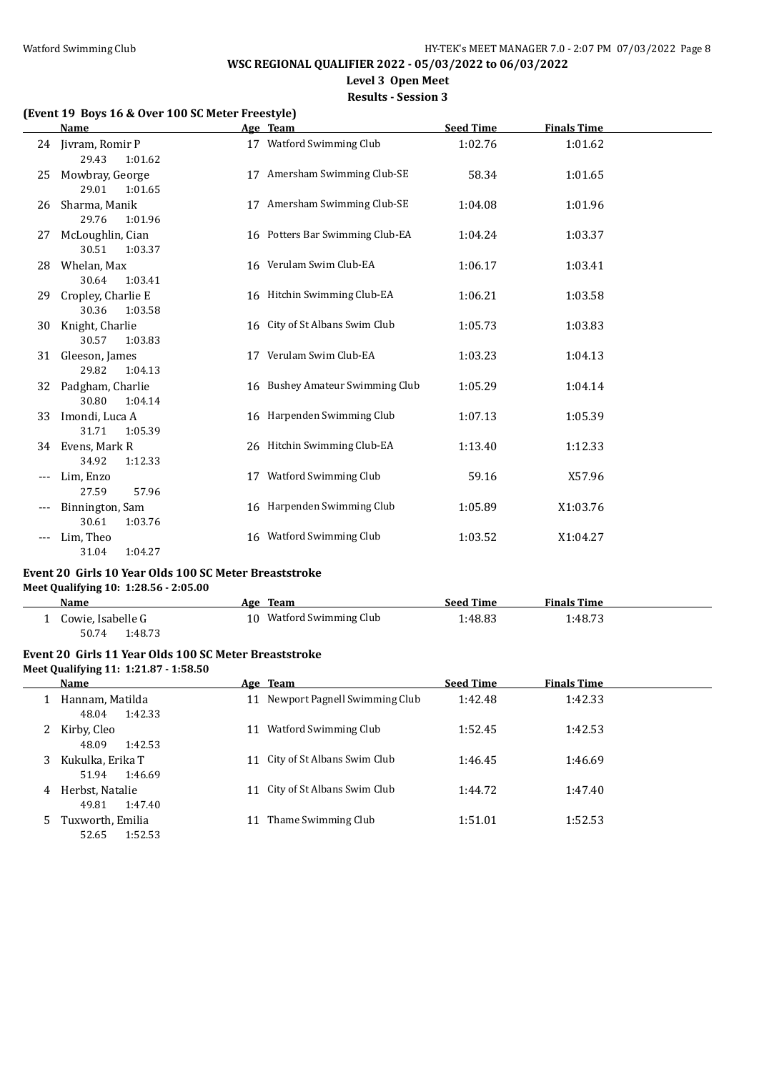**WSC REGIONAL QUALIFIER 2022 - 05/03/2022 to 06/03/2022**

**Level 3 Open Meet**

**Results - Session 3**

### (Event 19 Boys 16 & Over 100 SC Meter Freestyle)

| | Name | Age | Team | Seed Time | Finals Time |
|---|---|---|---|---|---|
| 24 | Jivram, Romir P | 17 | Watford Swimming Club | 1:02.76 | 1:01.62 |
| | 29.43 1:01.62 | | | | |
| 25 | Mowbray, George | 17 | Amersham Swimming Club-SE | 58.34 | 1:01.65 |
| | 29.01 1:01.65 | | | | |
| 26 | Sharma, Manik | 17 | Amersham Swimming Club-SE | 1:04.08 | 1:01.96 |
| | 29.76 1:01.96 | | | | |
| 27 | McLoughlin, Cian | 16 | Potters Bar Swimming Club-EA | 1:04.24 | 1:03.37 |
| | 30.51 1:03.37 | | | | |
| 28 | Whelan, Max | 16 | Verulam Swim Club-EA | 1:06.17 | 1:03.41 |
| | 30.64 1:03.41 | | | | |
| 29 | Cropley, Charlie E | 16 | Hitchin Swimming Club-EA | 1:06.21 | 1:03.58 |
| | 30.36 1:03.58 | | | | |
| 30 | Knight, Charlie | 16 | City of St Albans Swim Club | 1:05.73 | 1:03.83 |
| | 30.57 1:03.83 | | | | |
| 31 | Gleeson, James | 17 | Verulam Swim Club-EA | 1:03.23 | 1:04.13 |
| | 29.82 1:04.13 | | | | |
| 32 | Padgham, Charlie | 16 | Bushey Amateur Swimming Club | 1:05.29 | 1:04.14 |
| | 30.80 1:04.14 | | | | |
| 33 | Imondi, Luca A | 16 | Harpenden Swimming Club | 1:07.13 | 1:05.39 |
| | 31.71 1:05.39 | | | | |
| 34 | Evens, Mark R | 26 | Hitchin Swimming Club-EA | 1:13.40 | 1:12.33 |
| | 34.92 1:12.33 | | | | |
| --- | Lim, Enzo | 17 | Watford Swimming Club | 59.16 | X57.96 |
| | 27.59 57.96 | | | | |
| --- | Binnington, Sam | 16 | Harpenden Swimming Club | 1:05.89 | X1:03.76 |
| | 30.61 1:03.76 | | | | |
| --- | Lim, Theo | 16 | Watford Swimming Club | 1:03.52 | X1:04.27 |
| | 31.04 1:04.27 | | | | |

### Event 20 Girls 10 Year Olds 100 SC Meter Breaststroke

**Meet Qualifying 10: 1:28.56 - 2:05.00**

| | Name | Age | Team | Seed Time | Finals Time |
|---|---|---|---|---|---|
| 1 | Cowie, Isabelle G | 10 | Watford Swimming Club | 1:48.83 | 1:48.73 |
| | 50.74 1:48.73 | | | | |

### Event 20 Girls 11 Year Olds 100 SC Meter Breaststroke

**Meet Qualifying 11: 1:21.87 - 1:58.50**

| | Name | Age | Team | Seed Time | Finals Time |
|---|---|---|---|---|---|
| 1 | Hannam, Matilda | 11 | Newport Pagnell Swimming Club | 1:42.48 | 1:42.33 |
| | 48.04 1:42.33 | | | | |
| 2 | Kirby, Cleo | 11 | Watford Swimming Club | 1:52.45 | 1:42.53 |
| | 48.09 1:42.53 | | | | |
| 3 | Kukulka, Erika T | 11 | City of St Albans Swim Club | 1:46.45 | 1:46.69 |
| | 51.94 1:46.69 | | | | |
| 4 | Herbst, Natalie | 11 | City of St Albans Swim Club | 1:44.72 | 1:47.40 |
| | 49.81 1:47.40 | | | | |
| 5 | Tuxworth, Emilia | 11 | Thame Swimming Club | 1:51.01 | 1:52.53 |
| | 52.65 1:52.53 | | | | |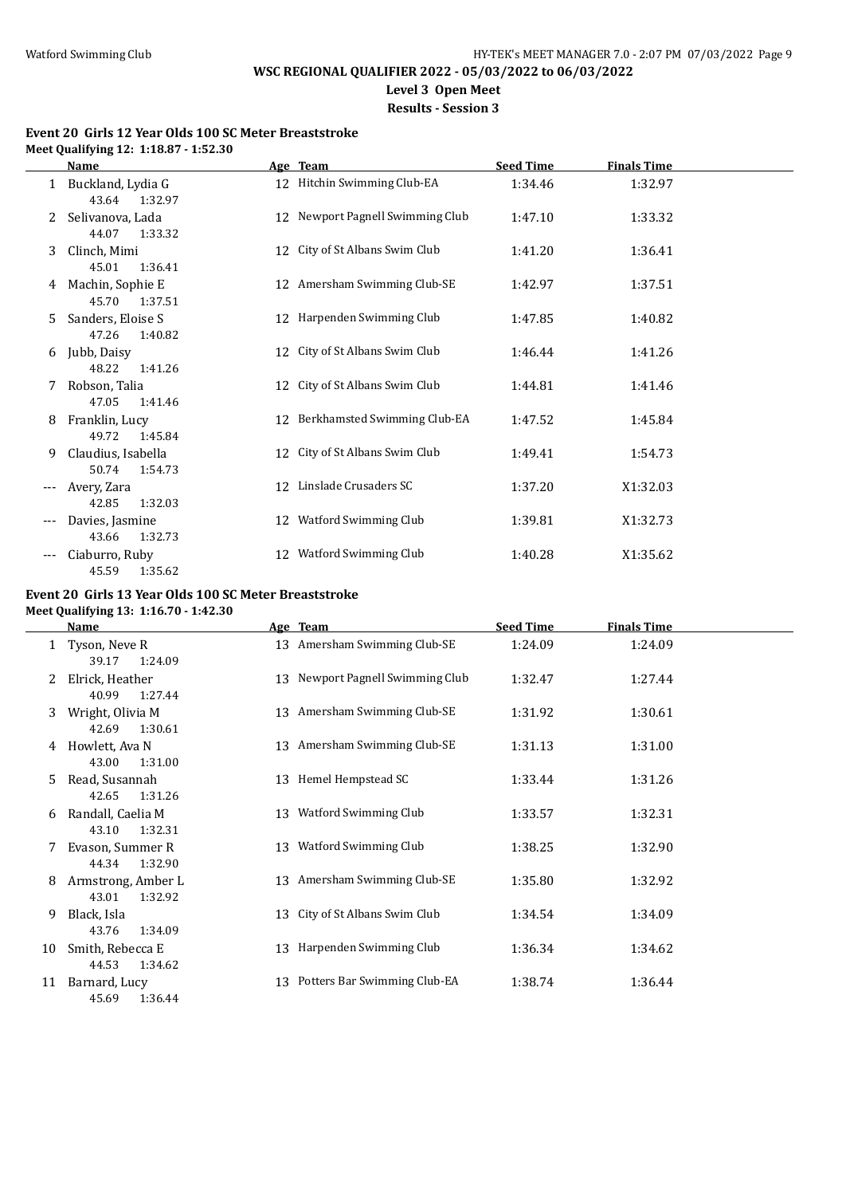**WSC REGIONAL QUALIFIER 2022 - 05/03/2022 to 06/03/2022**

**Level 3 Open Meet**

**Results - Session 3**

### Event 20 Girls 12 Year Olds 100 SC Meter Breaststroke

**Meet Qualifying 12: 1:18.87 - 1:52.30**

| | Name | Age | Team | Seed Time | Finals Time |
|---|---|---|---|---|---|
| 1 | Buckland, Lydia G<br>43.64 1:32.97 | 12 | Hitchin Swimming Club-EA | 1:34.46 | 1:32.97 |
| 2 | Selivanova, Lada<br>44.07 1:33.32 | 12 | Newport Pagnell Swimming Club | 1:47.10 | 1:33.32 |
| 3 | Clinch, Mimi<br>45.01 1:36.41 | 12 | City of St Albans Swim Club | 1:41.20 | 1:36.41 |
| 4 | Machin, Sophie E<br>45.70 1:37.51 | 12 | Amersham Swimming Club-SE | 1:42.97 | 1:37.51 |
| 5 | Sanders, Eloise S<br>47.26 1:40.82 | 12 | Harpenden Swimming Club | 1:47.85 | 1:40.82 |
| 6 | Jubb, Daisy<br>48.22 1:41.26 | 12 | City of St Albans Swim Club | 1:46.44 | 1:41.26 |
| 7 | Robson, Talia<br>47.05 1:41.46 | 12 | City of St Albans Swim Club | 1:44.81 | 1:41.46 |
| 8 | Franklin, Lucy<br>49.72 1:45.84 | 12 | Berkhamsted Swimming Club-EA | 1:47.52 | 1:45.84 |
| 9 | Claudius, Isabella<br>50.74 1:54.73 | 12 | City of St Albans Swim Club | 1:49.41 | 1:54.73 |
| --- | Avery, Zara<br>42.85 1:32.03 | 12 | Linslade Crusaders SC | 1:37.20 | X1:32.03 |
| --- | Davies, Jasmine<br>43.66 1:32.73 | 12 | Watford Swimming Club | 1:39.81 | X1:32.73 |
| --- | Ciaburro, Ruby<br>45.59 1:35.62 | 12 | Watford Swimming Club | 1:40.28 | X1:35.62 |

### Event 20 Girls 13 Year Olds 100 SC Meter Breaststroke

**Meet Qualifying 13: 1:16.70 - 1:42.30**

| | Name | Age | Team | Seed Time | Finals Time |
|---|---|---|---|---|---|
| 1 | Tyson, Neve R<br>39.17 1:24.09 | 13 | Amersham Swimming Club-SE | 1:24.09 | 1:24.09 |
| 2 | Elrick, Heather<br>40.99 1:27.44 | 13 | Newport Pagnell Swimming Club | 1:32.47 | 1:27.44 |
| 3 | Wright, Olivia M<br>42.69 1:30.61 | 13 | Amersham Swimming Club-SE | 1:31.92 | 1:30.61 |
| 4 | Howlett, Ava N<br>43.00 1:31.00 | 13 | Amersham Swimming Club-SE | 1:31.13 | 1:31.00 |
| 5 | Read, Susannah<br>42.65 1:31.26 | 13 | Hemel Hempstead SC | 1:33.44 | 1:31.26 |
| 6 | Randall, Caelia M<br>43.10 1:32.31 | 13 | Watford Swimming Club | 1:33.57 | 1:32.31 |
| 7 | Evason, Summer R<br>44.34 1:32.90 | 13 | Watford Swimming Club | 1:38.25 | 1:32.90 |
| 8 | Armstrong, Amber L<br>43.01 1:32.92 | 13 | Amersham Swimming Club-SE | 1:35.80 | 1:32.92 |
| 9 | Black, Isla<br>43.76 1:34.09 | 13 | City of St Albans Swim Club | 1:34.54 | 1:34.09 |
| 10 | Smith, Rebecca E<br>44.53 1:34.62 | 13 | Harpenden Swimming Club | 1:36.34 | 1:34.62 |
| 11 | Barnard, Lucy<br>45.69 1:36.44 | 13 | Potters Bar Swimming Club-EA | 1:38.74 | 1:36.44 |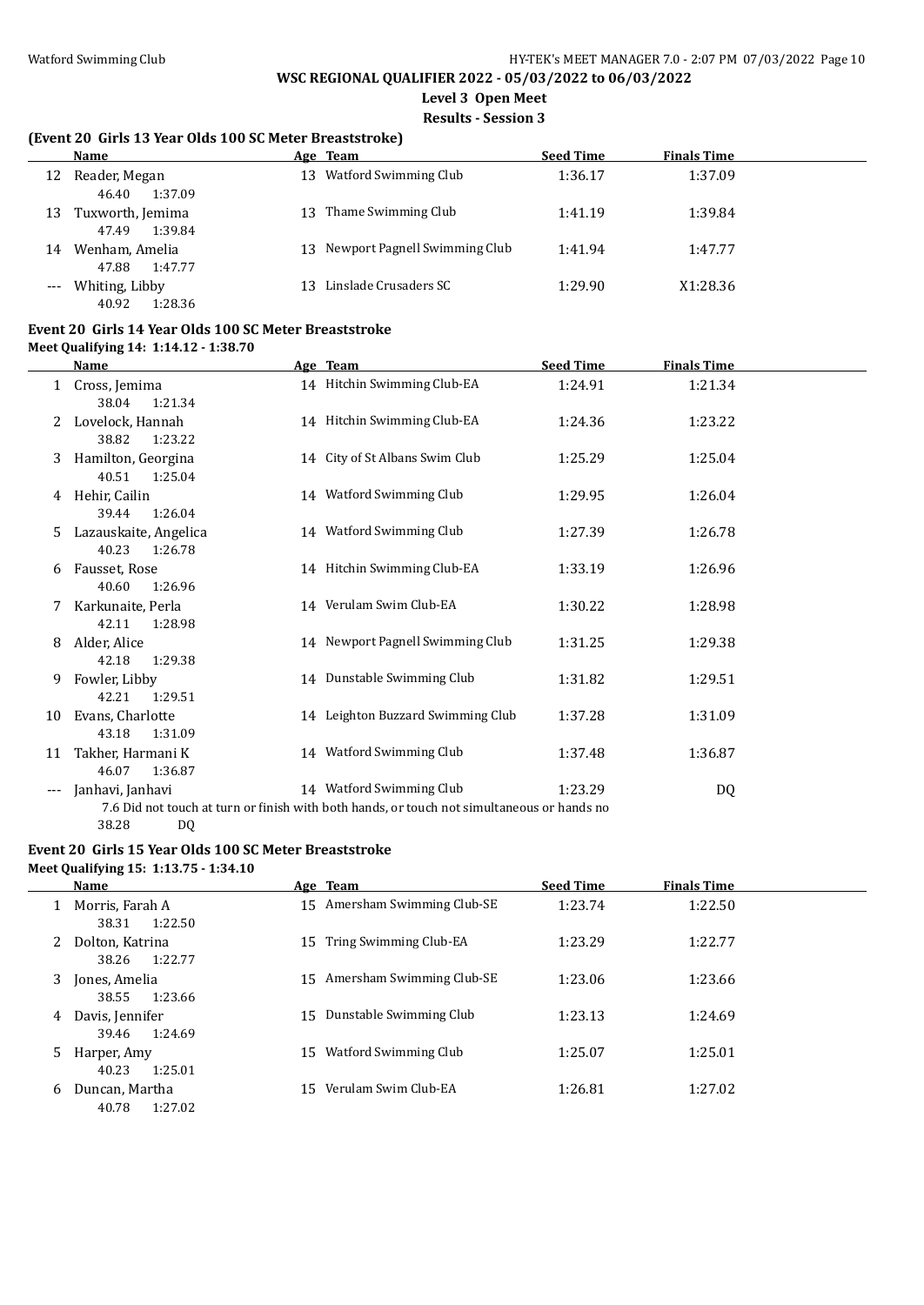## WSC REGIONAL QUALIFIER 2022 - 05/03/2022 to 06/03/2022

### Level 3 Open Meet

### Results - Session 3

#### (Event 20 Girls 13 Year Olds 100 SC Meter Breaststroke)

| | Name | Age | Team | Seed Time | Finals Time |
|---|---|---|---|---|---|
| 12 | Reader, Megan | 13 | Watford Swimming Club | 1:36.17 | 1:37.09 |
| | 46.40 1:37.09 | | | | |
| 13 | Tuxworth, Jemima | 13 | Thame Swimming Club | 1:41.19 | 1:39.84 |
| | 47.49 1:39.84 | | | | |
| 14 | Wenham, Amelia | 13 | Newport Pagnell Swimming Club | 1:41.94 | 1:47.77 |
| | 47.88 1:47.77 | | | | |
| --- | Whiting, Libby | 13 | Linslade Crusaders SC | 1:29.90 | X1:28.36 |
| | 40.92 1:28.36 | | | | |

#### Event 20 Girls 14 Year Olds 100 SC Meter Breaststroke

Meet Qualifying 14: 1:14.12 - 1:38.70

| | Name | Age | Team | Seed Time | Finals Time |
|---|---|---|---|---|---|
| 1 | Cross, Jemima | 14 | Hitchin Swimming Club-EA | 1:24.91 | 1:21.34 |
| | 38.04 1:21.34 | | | | |
| 2 | Lovelock, Hannah | 14 | Hitchin Swimming Club-EA | 1:24.36 | 1:23.22 |
| | 38.82 1:23.22 | | | | |
| 3 | Hamilton, Georgina | 14 | City of St Albans Swim Club | 1:25.29 | 1:25.04 |
| | 40.51 1:25.04 | | | | |
| 4 | Hehir, Cailin | 14 | Watford Swimming Club | 1:29.95 | 1:26.04 |
| | 39.44 1:26.04 | | | | |
| 5 | Lazauskaite, Angelica | 14 | Watford Swimming Club | 1:27.39 | 1:26.78 |
| | 40.23 1:26.78 | | | | |
| 6 | Fausset, Rose | 14 | Hitchin Swimming Club-EA | 1:33.19 | 1:26.96 |
| | 40.60 1:26.96 | | | | |
| 7 | Karkunaite, Perla | 14 | Verulam Swim Club-EA | 1:30.22 | 1:28.98 |
| | 42.11 1:28.98 | | | | |
| 8 | Alder, Alice | 14 | Newport Pagnell Swimming Club | 1:31.25 | 1:29.38 |
| | 42.18 1:29.38 | | | | |
| 9 | Fowler, Libby | 14 | Dunstable Swimming Club | 1:31.82 | 1:29.51 |
| | 42.21 1:29.51 | | | | |
| 10 | Evans, Charlotte | 14 | Leighton Buzzard Swimming Club | 1:37.28 | 1:31.09 |
| | 43.18 1:31.09 | | | | |
| 11 | Takher, Harmani K | 14 | Watford Swimming Club | 1:37.48 | 1:36.87 |
| | 46.07 1:36.87 | | | | |
| --- | Janhavi, Janhavi | 14 | Watford Swimming Club | 1:23.29 | DQ |
| | 7.6 Did not touch at turn or finish with both hands, or touch not simultaneous or hands no | | | | |
| | 38.28 DQ | | | | |

#### Event 20 Girls 15 Year Olds 100 SC Meter Breaststroke

Meet Qualifying 15: 1:13.75 - 1:34.10

| | Name | Age | Team | Seed Time | Finals Time |
|---|---|---|---|---|---|
| 1 | Morris, Farah A | 15 | Amersham Swimming Club-SE | 1:23.74 | 1:22.50 |
| | 38.31 1:22.50 | | | | |
| 2 | Dolton, Katrina | 15 | Tring Swimming Club-EA | 1:23.29 | 1:22.77 |
| | 38.26 1:22.77 | | | | |
| 3 | Jones, Amelia | 15 | Amersham Swimming Club-SE | 1:23.06 | 1:23.66 |
| | 38.55 1:23.66 | | | | |
| 4 | Davis, Jennifer | 15 | Dunstable Swimming Club | 1:23.13 | 1:24.69 |
| | 39.46 1:24.69 | | | | |
| 5 | Harper, Amy | 15 | Watford Swimming Club | 1:25.07 | 1:25.01 |
| | 40.23 1:25.01 | | | | |
| 6 | Duncan, Martha | 15 | Verulam Swim Club-EA | 1:26.81 | 1:27.02 |
| | 40.78 1:27.02 | | | | |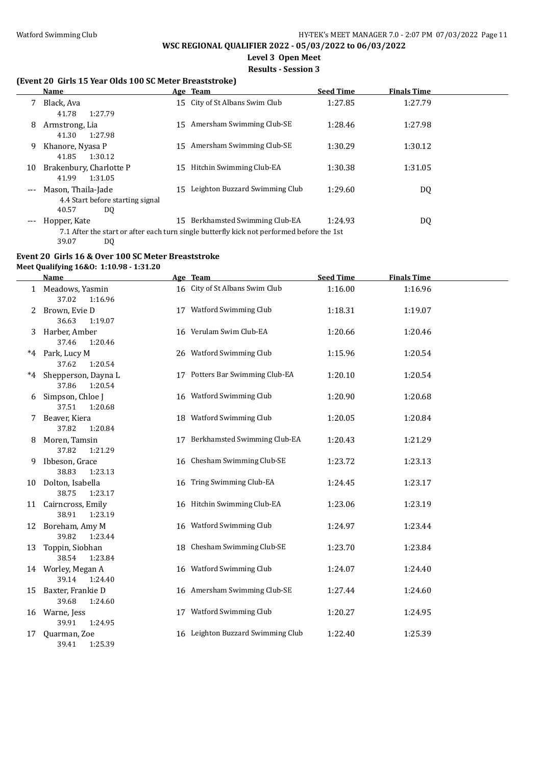**WSC REGIONAL QUALIFIER 2022 - 05/03/2022 to 06/03/2022**

**Level 3 Open Meet**

**Results - Session 3**

### (Event 20 Girls 15 Year Olds 100 SC Meter Breaststroke)

| | Name | Age | Team | Seed Time | Finals Time |
|---|---|---|---|---|---|
| 7 | Black, Ava | 15 | City of St Albans Swim Club | 1:27.85 | 1:27.79 |
| | 41.78 1:27.79 | | | | |
| 8 | Armstrong, Lia | 15 | Amersham Swimming Club-SE | 1:28.46 | 1:27.98 |
| | 41.30 1:27.98 | | | | |
| 9 | Khanore, Nyasa P | 15 | Amersham Swimming Club-SE | 1:30.29 | 1:30.12 |
| | 41.85 1:30.12 | | | | |
| 10 | Brakenbury, Charlotte P | 15 | Hitchin Swimming Club-EA | 1:30.38 | 1:31.05 |
| | 41.99 1:31.05 | | | | |
| --- | Mason, Thaila-Jade | 15 | Leighton Buzzard Swimming Club | 1:29.60 | DQ |
| | 4.4 Start before starting signal | | | | |
| | 40.57 DQ | | | | |
| --- | Hopper, Kate | 15 | Berkhamsted Swimming Club-EA | 1:24.93 | DQ |
| | 7.1 After the start or after each turn single butterfly kick not performed before the 1st | | | | |
| | 39.07 DQ | | | | |

### Event 20 Girls 16 & Over 100 SC Meter Breaststroke

**Meet Qualifying 16&O: 1:10.98 - 1:31.20**

| | Name | Age | Team | Seed Time | Finals Time |
|---|---|---|---|---|---|
| 1 | Meadows, Yasmin | 16 | City of St Albans Swim Club | 1:16.00 | 1:16.96 |
| | 37.02 1:16.96 | | | | |
| 2 | Brown, Evie D | 17 | Watford Swimming Club | 1:18.31 | 1:19.07 |
| | 36.63 1:19.07 | | | | |
| 3 | Harber, Amber | 16 | Verulam Swim Club-EA | 1:20.66 | 1:20.46 |
| | 37.46 1:20.46 | | | | |
| *4 | Park, Lucy M | 26 | Watford Swimming Club | 1:15.96 | 1:20.54 |
| | 37.62 1:20.54 | | | | |
| *4 | Shepperson, Dayna L | 17 | Potters Bar Swimming Club-EA | 1:20.10 | 1:20.54 |
| | 37.86 1:20.54 | | | | |
| 6 | Simpson, Chloe J | 16 | Watford Swimming Club | 1:20.90 | 1:20.68 |
| | 37.51 1:20.68 | | | | |
| 7 | Beaver, Kiera | 18 | Watford Swimming Club | 1:20.05 | 1:20.84 |
| | 37.82 1:20.84 | | | | |
| 8 | Moren, Tamsin | 17 | Berkhamsted Swimming Club-EA | 1:20.43 | 1:21.29 |
| | 37.82 1:21.29 | | | | |
| 9 | Ibbeson, Grace | 16 | Chesham Swimming Club-SE | 1:23.72 | 1:23.13 |
| | 38.83 1:23.13 | | | | |
| 10 | Dolton, Isabella | 16 | Tring Swimming Club-EA | 1:24.45 | 1:23.17 |
| | 38.75 1:23.17 | | | | |
| 11 | Cairncross, Emily | 16 | Hitchin Swimming Club-EA | 1:23.06 | 1:23.19 |
| | 38.91 1:23.19 | | | | |
| 12 | Boreham, Amy M | 16 | Watford Swimming Club | 1:24.97 | 1:23.44 |
| | 39.82 1:23.44 | | | | |
| 13 | Toppin, Siobhan | 18 | Chesham Swimming Club-SE | 1:23.70 | 1:23.84 |
| | 38.54 1:23.84 | | | | |
| 14 | Worley, Megan A | 16 | Watford Swimming Club | 1:24.07 | 1:24.40 |
| | 39.14 1:24.40 | | | | |
| 15 | Baxter, Frankie D | 16 | Amersham Swimming Club-SE | 1:27.44 | 1:24.60 |
| | 39.68 1:24.60 | | | | |
| 16 | Warne, Jess | 17 | Watford Swimming Club | 1:20.27 | 1:24.95 |
| | 39.91 1:24.95 | | | | |
| 17 | Quarman, Zoe | 16 | Leighton Buzzard Swimming Club | 1:22.40 | 1:25.39 |
| | 39.41 1:25.39 | | | | |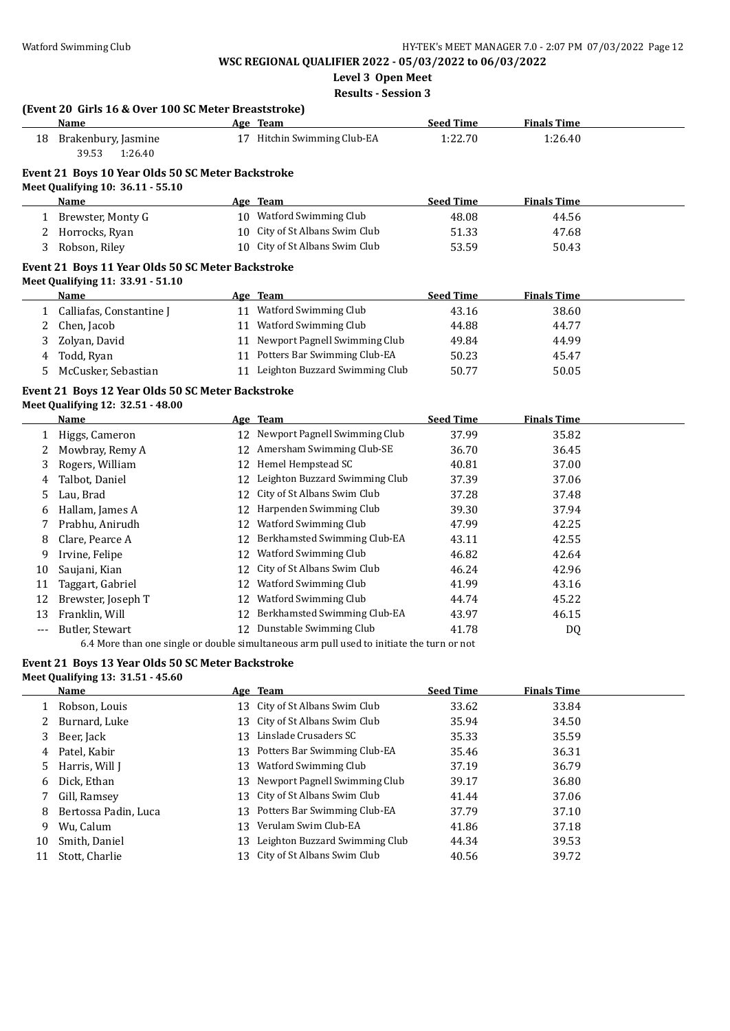**WSC REGIONAL QUALIFIER 2022 - 05/03/2022 to 06/03/2022**

**Level 3 Open Meet**

**Results - Session 3**

### (Event 20 Girls 16 & Over 100 SC Meter Breaststroke)

| | Name | Age | Team | Seed Time | Finals Time |
|---|---|---|---|---|---|
| 18 | Brakenbury, Jasmine | 17 | Hitchin Swimming Club-EA | 1:22.70 | 1:26.40 |
| | 39.53 1:26.40 | | | | |

### Event 21 Boys 10 Year Olds 50 SC Meter Backstroke

**Meet Qualifying 10: 36.11 - 55.10**

| | Name | Age | Team | Seed Time | Finals Time |
|---|---|---|---|---|---|
| 1 | Brewster, Monty G | 10 | Watford Swimming Club | 48.08 | 44.56 |
| 2 | Horrocks, Ryan | 10 | City of St Albans Swim Club | 51.33 | 47.68 |
| 3 | Robson, Riley | 10 | City of St Albans Swim Club | 53.59 | 50.43 |

### Event 21 Boys 11 Year Olds 50 SC Meter Backstroke

**Meet Qualifying 11: 33.91 - 51.10**

| | Name | Age | Team | Seed Time | Finals Time |
|---|---|---|---|---|---|
| 1 | Calliafas, Constantine J | 11 | Watford Swimming Club | 43.16 | 38.60 |
| 2 | Chen, Jacob | 11 | Watford Swimming Club | 44.88 | 44.77 |
| 3 | Zolyan, David | 11 | Newport Pagnell Swimming Club | 49.84 | 44.99 |
| 4 | Todd, Ryan | 11 | Potters Bar Swimming Club-EA | 50.23 | 45.47 |
| 5 | McCusker, Sebastian | 11 | Leighton Buzzard Swimming Club | 50.77 | 50.05 |

### Event 21 Boys 12 Year Olds 50 SC Meter Backstroke

**Meet Qualifying 12: 32.51 - 48.00**

| | Name | Age | Team | Seed Time | Finals Time |
|---|---|---|---|---|---|
| 1 | Higgs, Cameron | 12 | Newport Pagnell Swimming Club | 37.99 | 35.82 |
| 2 | Mowbray, Remy A | 12 | Amersham Swimming Club-SE | 36.70 | 36.45 |
| 3 | Rogers, William | 12 | Hemel Hempstead SC | 40.81 | 37.00 |
| 4 | Talbot, Daniel | 12 | Leighton Buzzard Swimming Club | 37.39 | 37.06 |
| 5 | Lau, Brad | 12 | City of St Albans Swim Club | 37.28 | 37.48 |
| 6 | Hallam, James A | 12 | Harpenden Swimming Club | 39.30 | 37.94 |
| 7 | Prabhu, Anirudh | 12 | Watford Swimming Club | 47.99 | 42.25 |
| 8 | Clare, Pearce A | 12 | Berkhamsted Swimming Club-EA | 43.11 | 42.55 |
| 9 | Irvine, Felipe | 12 | Watford Swimming Club | 46.82 | 42.64 |
| 10 | Saujani, Kian | 12 | City of St Albans Swim Club | 46.24 | 42.96 |
| 11 | Taggart, Gabriel | 12 | Watford Swimming Club | 41.99 | 43.16 |
| 12 | Brewster, Joseph T | 12 | Watford Swimming Club | 44.74 | 45.22 |
| 13 | Franklin, Will | 12 | Berkhamsted Swimming Club-EA | 43.97 | 46.15 |
| --- | Butler, Stewart | 12 | Dunstable Swimming Club | 41.78 | DQ |
| | 6.4 More than one single or double simultaneous arm pull used to initiate the turn or not | | | | |

### Event 21 Boys 13 Year Olds 50 SC Meter Backstroke

**Meet Qualifying 13: 31.51 - 45.60**

| | Name | Age | Team | Seed Time | Finals Time |
|---|---|---|---|---|---|
| 1 | Robson, Louis | 13 | City of St Albans Swim Club | 33.62 | 33.84 |
| 2 | Burnard, Luke | 13 | City of St Albans Swim Club | 35.94 | 34.50 |
| 3 | Beer, Jack | 13 | Linslade Crusaders SC | 35.33 | 35.59 |
| 4 | Patel, Kabir | 13 | Potters Bar Swimming Club-EA | 35.46 | 36.31 |
| 5 | Harris, Will J | 13 | Watford Swimming Club | 37.19 | 36.79 |
| 6 | Dick, Ethan | 13 | Newport Pagnell Swimming Club | 39.17 | 36.80 |
| 7 | Gill, Ramsey | 13 | City of St Albans Swim Club | 41.44 | 37.06 |
| 8 | Bertossa Padin, Luca | 13 | Potters Bar Swimming Club-EA | 37.79 | 37.10 |
| 9 | Wu, Calum | 13 | Verulam Swim Club-EA | 41.86 | 37.18 |
| 10 | Smith, Daniel | 13 | Leighton Buzzard Swimming Club | 44.34 | 39.53 |
| 11 | Stott, Charlie | 13 | City of St Albans Swim Club | 40.56 | 39.72 |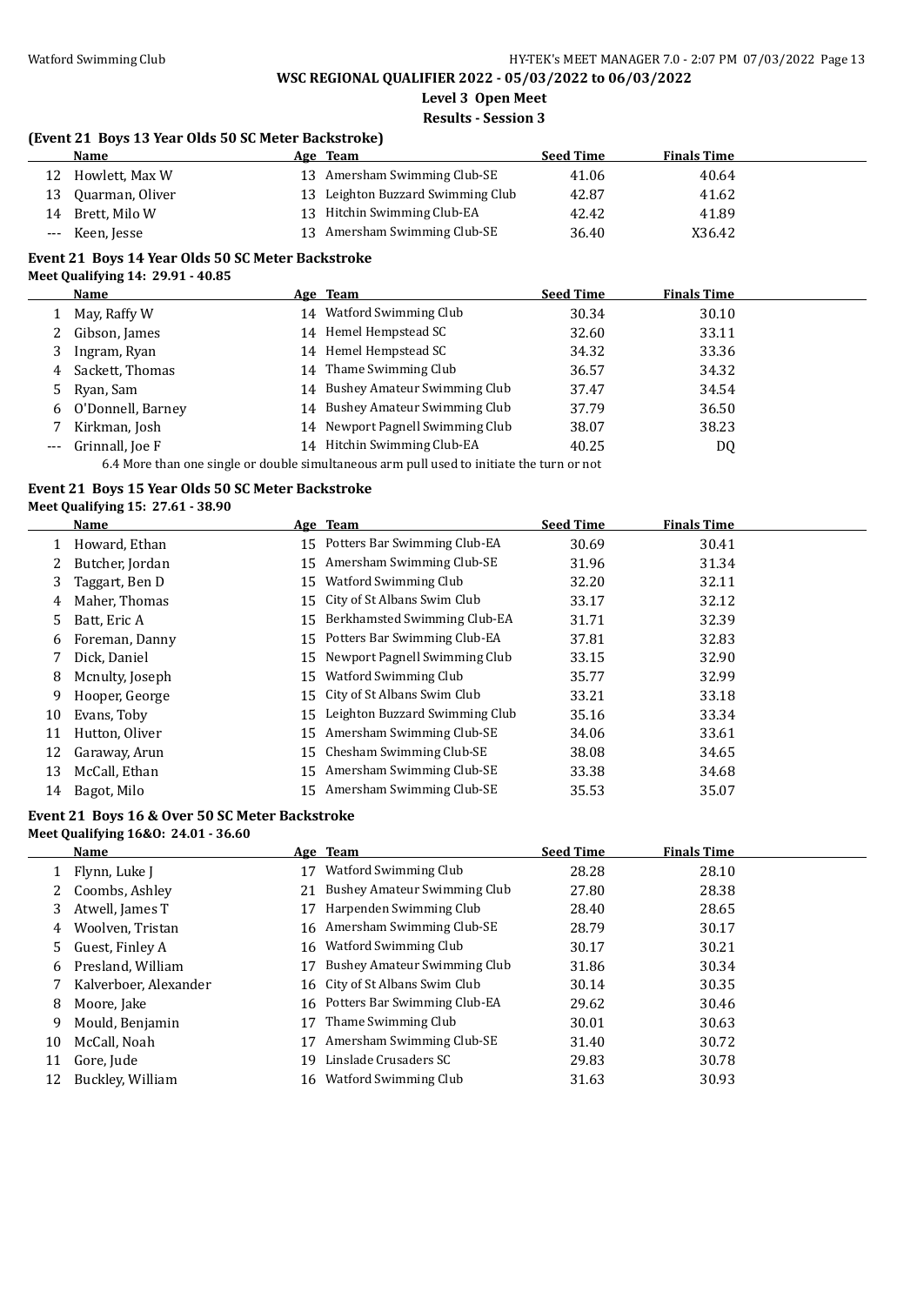# WSC REGIONAL QUALIFIER 2022 - 05/03/2022 to 06/03/2022

**Level 3 Open Meet**

**Results - Session 3**

### (Event 21 Boys 13 Year Olds 50 SC Meter Backstroke)

| | Name | Age | Team | Seed Time | Finals Time |
|---|---|---|---|---|---|
| 12 | Howlett, Max W | 13 | Amersham Swimming Club-SE | 41.06 | 40.64 |
| 13 | Quarman, Oliver | 13 | Leighton Buzzard Swimming Club | 42.87 | 41.62 |
| 14 | Brett, Milo W | 13 | Hitchin Swimming Club-EA | 42.42 | 41.89 |
| --- | Keen, Jesse | 13 | Amersham Swimming Club-SE | 36.40 | X36.42 |

### Event 21 Boys 14 Year Olds 50 SC Meter Backstroke

**Meet Qualifying 14: 29.91 - 40.85**

| | Name | Age | Team | Seed Time | Finals Time |
|---|---|---|---|---|---|
| 1 | May, Raffy W | 14 | Watford Swimming Club | 30.34 | 30.10 |
| 2 | Gibson, James | 14 | Hemel Hempstead SC | 32.60 | 33.11 |
| 3 | Ingram, Ryan | 14 | Hemel Hempstead SC | 34.32 | 33.36 |
| 4 | Sackett, Thomas | 14 | Thame Swimming Club | 36.57 | 34.32 |
| 5 | Ryan, Sam | 14 | Bushey Amateur Swimming Club | 37.47 | 34.54 |
| 6 | O'Donnell, Barney | 14 | Bushey Amateur Swimming Club | 37.79 | 36.50 |
| 7 | Kirkman, Josh | 14 | Newport Pagnell Swimming Club | 38.07 | 38.23 |
| --- | Grinnall, Joe F | 14 | Hitchin Swimming Club-EA | 40.25 | DQ |

6.4 More than one single or double simultaneous arm pull used to initiate the turn or not

### Event 21 Boys 15 Year Olds 50 SC Meter Backstroke

**Meet Qualifying 15: 27.61 - 38.90**

| | Name | Age | Team | Seed Time | Finals Time |
|---|---|---|---|---|---|
| 1 | Howard, Ethan | 15 | Potters Bar Swimming Club-EA | 30.69 | 30.41 |
| 2 | Butcher, Jordan | 15 | Amersham Swimming Club-SE | 31.96 | 31.34 |
| 3 | Taggart, Ben D | 15 | Watford Swimming Club | 32.20 | 32.11 |
| 4 | Maher, Thomas | 15 | City of St Albans Swim Club | 33.17 | 32.12 |
| 5 | Batt, Eric A | 15 | Berkhamsted Swimming Club-EA | 31.71 | 32.39 |
| 6 | Foreman, Danny | 15 | Potters Bar Swimming Club-EA | 37.81 | 32.83 |
| 7 | Dick, Daniel | 15 | Newport Pagnell Swimming Club | 33.15 | 32.90 |
| 8 | Mcnulty, Joseph | 15 | Watford Swimming Club | 35.77 | 32.99 |
| 9 | Hooper, George | 15 | City of St Albans Swim Club | 33.21 | 33.18 |
| 10 | Evans, Toby | 15 | Leighton Buzzard Swimming Club | 35.16 | 33.34 |
| 11 | Hutton, Oliver | 15 | Amersham Swimming Club-SE | 34.06 | 33.61 |
| 12 | Garaway, Arun | 15 | Chesham Swimming Club-SE | 38.08 | 34.65 |
| 13 | McCall, Ethan | 15 | Amersham Swimming Club-SE | 33.38 | 34.68 |
| 14 | Bagot, Milo | 15 | Amersham Swimming Club-SE | 35.53 | 35.07 |

### Event 21 Boys 16 & Over 50 SC Meter Backstroke

**Meet Qualifying 16&O: 24.01 - 36.60**

| | Name | Age | Team | Seed Time | Finals Time |
|---|---|---|---|---|---|
| 1 | Flynn, Luke J | 17 | Watford Swimming Club | 28.28 | 28.10 |
| 2 | Coombs, Ashley | 21 | Bushey Amateur Swimming Club | 27.80 | 28.38 |
| 3 | Atwell, James T | 17 | Harpenden Swimming Club | 28.40 | 28.65 |
| 4 | Woolven, Tristan | 16 | Amersham Swimming Club-SE | 28.79 | 30.17 |
| 5 | Guest, Finley A | 16 | Watford Swimming Club | 30.17 | 30.21 |
| 6 | Presland, William | 17 | Bushey Amateur Swimming Club | 31.86 | 30.34 |
| 7 | Kalverboer, Alexander | 16 | City of St Albans Swim Club | 30.14 | 30.35 |
| 8 | Moore, Jake | 16 | Potters Bar Swimming Club-EA | 29.62 | 30.46 |
| 9 | Mould, Benjamin | 17 | Thame Swimming Club | 30.01 | 30.63 |
| 10 | McCall, Noah | 17 | Amersham Swimming Club-SE | 31.40 | 30.72 |
| 11 | Gore, Jude | 19 | Linslade Crusaders SC | 29.83 | 30.78 |
| 12 | Buckley, William | 16 | Watford Swimming Club | 31.63 | 30.93 |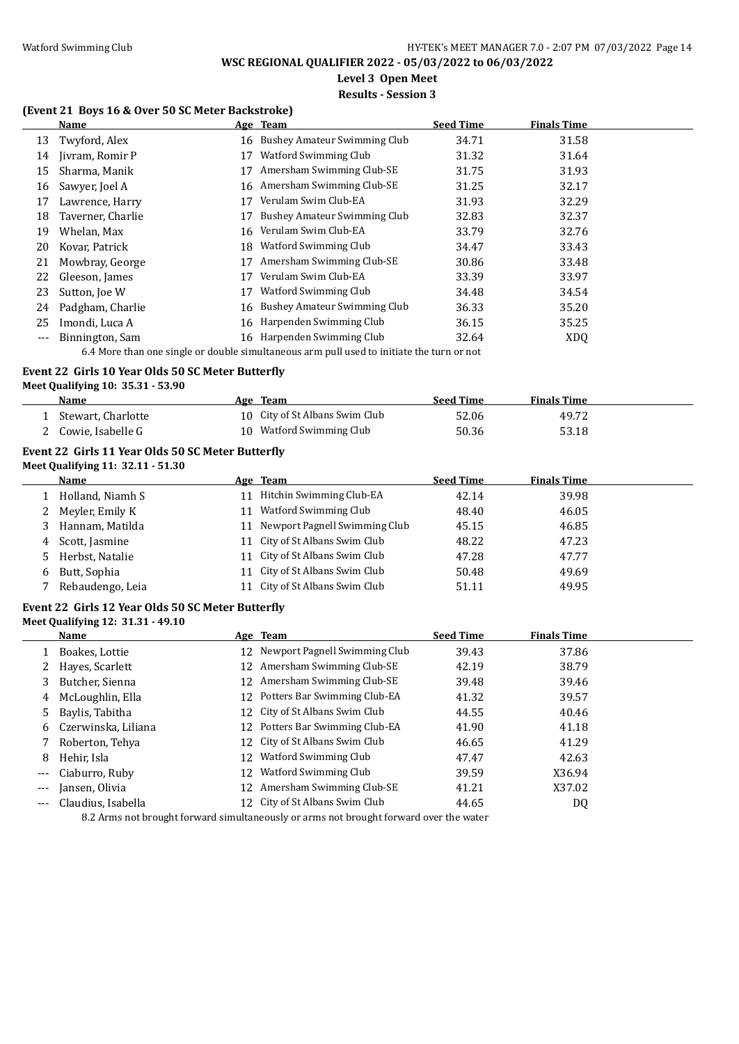## WSC REGIONAL QUALIFIER 2022 - 05/03/2022 to 06/03/2022

**Level 3 Open Meet**

**Results - Session 3**

### (Event 21 Boys 16 & Over 50 SC Meter Backstroke)

| | Name | Age | Team | Seed Time | Finals Time |
|---|---|---|---|---|---|
| 13 | Twyford, Alex | 16 | Bushey Amateur Swimming Club | 34.71 | 31.58 |
| 14 | Jivram, Romir P | 17 | Watford Swimming Club | 31.32 | 31.64 |
| 15 | Sharma, Manik | 17 | Amersham Swimming Club-SE | 31.75 | 31.93 |
| 16 | Sawyer, Joel A | 16 | Amersham Swimming Club-SE | 31.25 | 32.17 |
| 17 | Lawrence, Harry | 17 | Verulam Swim Club-EA | 31.93 | 32.29 |
| 18 | Taverner, Charlie | 17 | Bushey Amateur Swimming Club | 32.83 | 32.37 |
| 19 | Whelan, Max | 16 | Verulam Swim Club-EA | 33.79 | 32.76 |
| 20 | Kovar, Patrick | 18 | Watford Swimming Club | 34.47 | 33.43 |
| 21 | Mowbray, George | 17 | Amersham Swimming Club-SE | 30.86 | 33.48 |
| 22 | Gleeson, James | 17 | Verulam Swim Club-EA | 33.39 | 33.97 |
| 23 | Sutton, Joe W | 17 | Watford Swimming Club | 34.48 | 34.54 |
| 24 | Padgham, Charlie | 16 | Bushey Amateur Swimming Club | 36.33 | 35.20 |
| 25 | Imondi, Luca A | 16 | Harpenden Swimming Club | 36.15 | 35.25 |
| --- | Binnington, Sam | 16 | Harpenden Swimming Club | 32.64 | XDQ |

6.4 More than one single or double simultaneous arm pull used to initiate the turn or not

### Event 22 Girls 10 Year Olds 50 SC Meter Butterfly

**Meet Qualifying 10: 35.31 - 53.90**

| | Name | Age | Team | Seed Time | Finals Time |
|---|---|---|---|---|---|
| 1 | Stewart, Charlotte | 10 | City of St Albans Swim Club | 52.06 | 49.72 |
| 2 | Cowie, Isabelle G | 10 | Watford Swimming Club | 50.36 | 53.18 |

### Event 22 Girls 11 Year Olds 50 SC Meter Butterfly

**Meet Qualifying 11: 32.11 - 51.30**

| | Name | Age | Team | Seed Time | Finals Time |
|---|---|---|---|---|---|
| 1 | Holland, Niamh S | 11 | Hitchin Swimming Club-EA | 42.14 | 39.98 |
| 2 | Meyler, Emily K | 11 | Watford Swimming Club | 48.40 | 46.05 |
| 3 | Hannam, Matilda | 11 | Newport Pagnell Swimming Club | 45.15 | 46.85 |
| 4 | Scott, Jasmine | 11 | City of St Albans Swim Club | 48.22 | 47.23 |
| 5 | Herbst, Natalie | 11 | City of St Albans Swim Club | 47.28 | 47.77 |
| 6 | Butt, Sophia | 11 | City of St Albans Swim Club | 50.48 | 49.69 |
| 7 | Rebaudengo, Leia | 11 | City of St Albans Swim Club | 51.11 | 49.95 |

### Event 22 Girls 12 Year Olds 50 SC Meter Butterfly

**Meet Qualifying 12: 31.31 - 49.10**

| | Name | Age | Team | Seed Time | Finals Time |
|---|---|---|---|---|---|
| 1 | Boakes, Lottie | 12 | Newport Pagnell Swimming Club | 39.43 | 37.86 |
| 2 | Hayes, Scarlett | 12 | Amersham Swimming Club-SE | 42.19 | 38.79 |
| 3 | Butcher, Sienna | 12 | Amersham Swimming Club-SE | 39.48 | 39.46 |
| 4 | McLoughlin, Ella | 12 | Potters Bar Swimming Club-EA | 41.32 | 39.57 |
| 5 | Baylis, Tabitha | 12 | City of St Albans Swim Club | 44.55 | 40.46 |
| 6 | Czerwinska, Liliana | 12 | Potters Bar Swimming Club-EA | 41.90 | 41.18 |
| 7 | Roberton, Tehya | 12 | City of St Albans Swim Club | 46.65 | 41.29 |
| 8 | Hehir, Isla | 12 | Watford Swimming Club | 47.47 | 42.63 |
| --- | Ciaburro, Ruby | 12 | Watford Swimming Club | 39.59 | X36.94 |
| --- | Jansen, Olivia | 12 | Amersham Swimming Club-SE | 41.21 | X37.02 |
| --- | Claudius, Isabella | 12 | City of St Albans Swim Club | 44.65 | DQ |

8.2 Arms not brought forward simultaneously or arms not brought forward over the water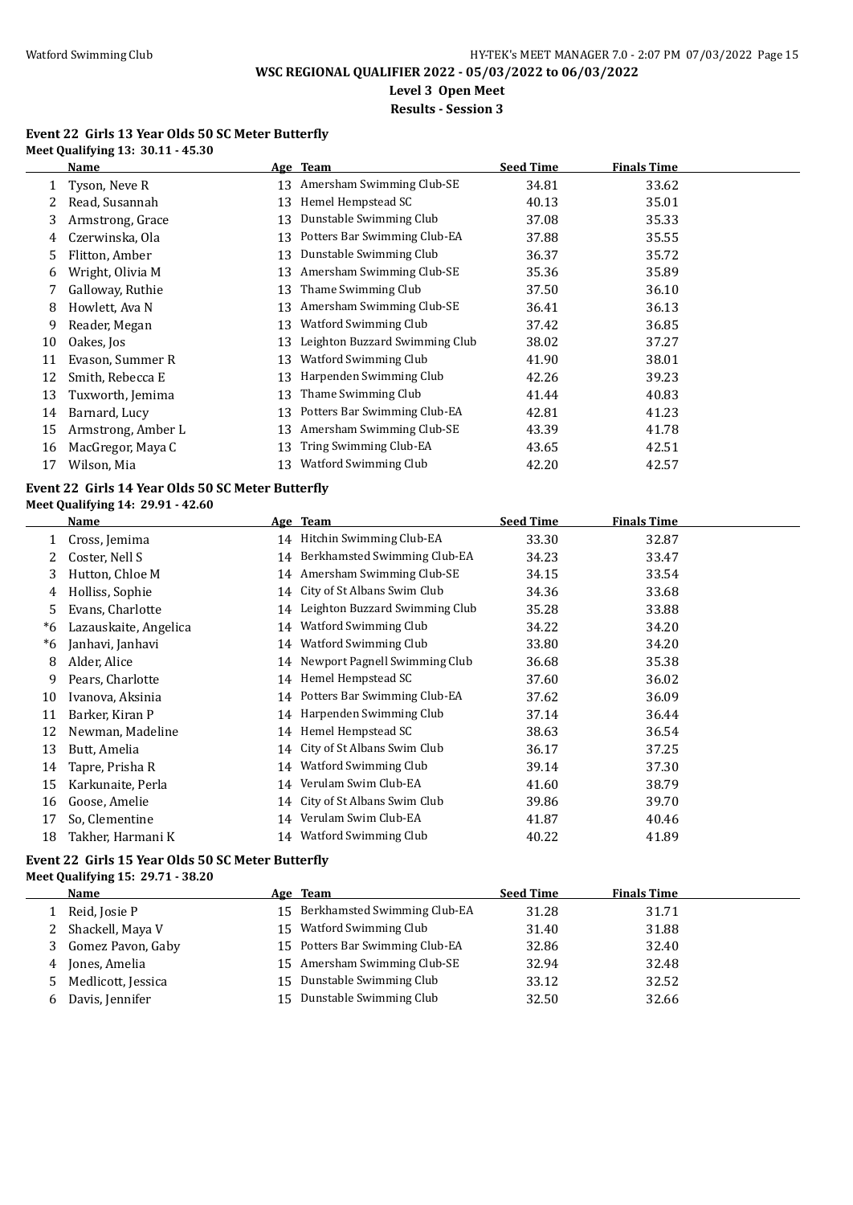# WSC REGIONAL QUALIFIER 2022 - 05/03/2022 to 06/03/2022

**Level 3 Open Meet**

**Results - Session 3**

### Event 22 Girls 13 Year Olds 50 SC Meter Butterfly

**Meet Qualifying 13: 30.11 - 45.30**

| | Name | Age | Team | Seed Time | Finals Time |
|---|---|---|---|---|---|
| 1 | Tyson, Neve R | 13 | Amersham Swimming Club-SE | 34.81 | 33.62 |
| 2 | Read, Susannah | 13 | Hemel Hempstead SC | 40.13 | 35.01 |
| 3 | Armstrong, Grace | 13 | Dunstable Swimming Club | 37.08 | 35.33 |
| 4 | Czerwinska, Ola | 13 | Potters Bar Swimming Club-EA | 37.88 | 35.55 |
| 5 | Flitton, Amber | 13 | Dunstable Swimming Club | 36.37 | 35.72 |
| 6 | Wright, Olivia M | 13 | Amersham Swimming Club-SE | 35.36 | 35.89 |
| 7 | Galloway, Ruthie | 13 | Thame Swimming Club | 37.50 | 36.10 |
| 8 | Howlett, Ava N | 13 | Amersham Swimming Club-SE | 36.41 | 36.13 |
| 9 | Reader, Megan | 13 | Watford Swimming Club | 37.42 | 36.85 |
| 10 | Oakes, Jos | 13 | Leighton Buzzard Swimming Club | 38.02 | 37.27 |
| 11 | Evason, Summer R | 13 | Watford Swimming Club | 41.90 | 38.01 |
| 12 | Smith, Rebecca E | 13 | Harpenden Swimming Club | 42.26 | 39.23 |
| 13 | Tuxworth, Jemima | 13 | Thame Swimming Club | 41.44 | 40.83 |
| 14 | Barnard, Lucy | 13 | Potters Bar Swimming Club-EA | 42.81 | 41.23 |
| 15 | Armstrong, Amber L | 13 | Amersham Swimming Club-SE | 43.39 | 41.78 |
| 16 | MacGregor, Maya C | 13 | Tring Swimming Club-EA | 43.65 | 42.51 |
| 17 | Wilson, Mia | 13 | Watford Swimming Club | 42.20 | 42.57 |

### Event 22 Girls 14 Year Olds 50 SC Meter Butterfly

**Meet Qualifying 14: 29.91 - 42.60**

| | Name | Age | Team | Seed Time | Finals Time |
|---|---|---|---|---|---|
| 1 | Cross, Jemima | 14 | Hitchin Swimming Club-EA | 33.30 | 32.87 |
| 2 | Coster, Nell S | 14 | Berkhamsted Swimming Club-EA | 34.23 | 33.47 |
| 3 | Hutton, Chloe M | 14 | Amersham Swimming Club-SE | 34.15 | 33.54 |
| 4 | Holliss, Sophie | 14 | City of St Albans Swim Club | 34.36 | 33.68 |
| 5 | Evans, Charlotte | 14 | Leighton Buzzard Swimming Club | 35.28 | 33.88 |
| *6 | Lazauskaite, Angelica | 14 | Watford Swimming Club | 34.22 | 34.20 |
| *6 | Janhavi, Janhavi | 14 | Watford Swimming Club | 33.80 | 34.20 |
| 8 | Alder, Alice | 14 | Newport Pagnell Swimming Club | 36.68 | 35.38 |
| 9 | Pears, Charlotte | 14 | Hemel Hempstead SC | 37.60 | 36.02 |
| 10 | Ivanova, Aksinia | 14 | Potters Bar Swimming Club-EA | 37.62 | 36.09 |
| 11 | Barker, Kiran P | 14 | Harpenden Swimming Club | 37.14 | 36.44 |
| 12 | Newman, Madeline | 14 | Hemel Hempstead SC | 38.63 | 36.54 |
| 13 | Butt, Amelia | 14 | City of St Albans Swim Club | 36.17 | 37.25 |
| 14 | Tapre, Prisha R | 14 | Watford Swimming Club | 39.14 | 37.30 |
| 15 | Karkunaite, Perla | 14 | Verulam Swim Club-EA | 41.60 | 38.79 |
| 16 | Goose, Amelie | 14 | City of St Albans Swim Club | 39.86 | 39.70 |
| 17 | So, Clementine | 14 | Verulam Swim Club-EA | 41.87 | 40.46 |
| 18 | Takher, Harmani K | 14 | Watford Swimming Club | 40.22 | 41.89 |

### Event 22 Girls 15 Year Olds 50 SC Meter Butterfly

**Meet Qualifying 15: 29.71 - 38.20**

| | Name | Age | Team | Seed Time | Finals Time |
|---|---|---|---|---|---|
| 1 | Reid, Josie P | 15 | Berkhamsted Swimming Club-EA | 31.28 | 31.71 |
| 2 | Shackell, Maya V | 15 | Watford Swimming Club | 31.40 | 31.88 |
| 3 | Gomez Pavon, Gaby | 15 | Potters Bar Swimming Club-EA | 32.86 | 32.40 |
| 4 | Jones, Amelia | 15 | Amersham Swimming Club-SE | 32.94 | 32.48 |
| 5 | Medlicott, Jessica | 15 | Dunstable Swimming Club | 33.12 | 32.52 |
| 6 | Davis, Jennifer | 15 | Dunstable Swimming Club | 32.50 | 32.66 |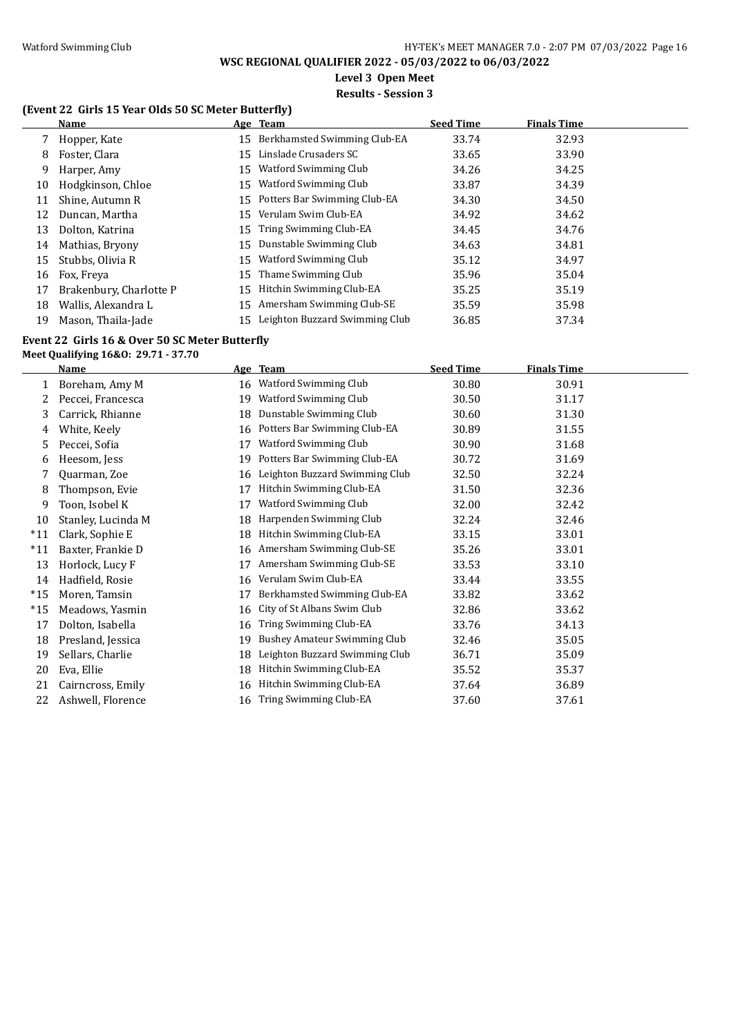### (Event 22 Girls 15 Year Olds 50 SC Meter Butterfly)

| | Name | Age | Team | Seed Time | Finals Time |
|---|---|---|---|---|---|
| 7 | Hopper, Kate | 15 | Berkhamsted Swimming Club-EA | 33.74 | 32.93 |
| 8 | Foster, Clara | 15 | Linslade Crusaders SC | 33.65 | 33.90 |
| 9 | Harper, Amy | 15 | Watford Swimming Club | 34.26 | 34.25 |
| 10 | Hodgkinson, Chloe | 15 | Watford Swimming Club | 33.87 | 34.39 |
| 11 | Shine, Autumn R | 15 | Potters Bar Swimming Club-EA | 34.30 | 34.50 |
| 12 | Duncan, Martha | 15 | Verulam Swim Club-EA | 34.92 | 34.62 |
| 13 | Dolton, Katrina | 15 | Tring Swimming Club-EA | 34.45 | 34.76 |
| 14 | Mathias, Bryony | 15 | Dunstable Swimming Club | 34.63 | 34.81 |
| 15 | Stubbs, Olivia R | 15 | Watford Swimming Club | 35.12 | 34.97 |
| 16 | Fox, Freya | 15 | Thame Swimming Club | 35.96 | 35.04 |
| 17 | Brakenbury, Charlotte P | 15 | Hitchin Swimming Club-EA | 35.25 | 35.19 |
| 18 | Wallis, Alexandra L | 15 | Amersham Swimming Club-SE | 35.59 | 35.98 |
| 19 | Mason, Thaila-Jade | 15 | Leighton Buzzard Swimming Club | 36.85 | 37.34 |

### Event 22 Girls 16 & Over 50 SC Meter Butterfly

**Meet Qualifying 16&O: 29.71 - 37.70**

| | Name | Age | Team | Seed Time | Finals Time |
|---|---|---|---|---|---|
| 1 | Boreham, Amy M | 16 | Watford Swimming Club | 30.80 | 30.91 |
| 2 | Peccei, Francesca | 19 | Watford Swimming Club | 30.50 | 31.17 |
| 3 | Carrick, Rhianne | 18 | Dunstable Swimming Club | 30.60 | 31.30 |
| 4 | White, Keely | 16 | Potters Bar Swimming Club-EA | 30.89 | 31.55 |
| 5 | Peccei, Sofia | 17 | Watford Swimming Club | 30.90 | 31.68 |
| 6 | Heesom, Jess | 19 | Potters Bar Swimming Club-EA | 30.72 | 31.69 |
| 7 | Quarman, Zoe | 16 | Leighton Buzzard Swimming Club | 32.50 | 32.24 |
| 8 | Thompson, Evie | 17 | Hitchin Swimming Club-EA | 31.50 | 32.36 |
| 9 | Toon, Isobel K | 17 | Watford Swimming Club | 32.00 | 32.42 |
| 10 | Stanley, Lucinda M | 18 | Harpenden Swimming Club | 32.24 | 32.46 |
| *11 | Clark, Sophie E | 18 | Hitchin Swimming Club-EA | 33.15 | 33.01 |
| *11 | Baxter, Frankie D | 16 | Amersham Swimming Club-SE | 35.26 | 33.01 |
| 13 | Horlock, Lucy F | 17 | Amersham Swimming Club-SE | 33.53 | 33.10 |
| 14 | Hadfield, Rosie | 16 | Verulam Swim Club-EA | 33.44 | 33.55 |
| *15 | Moren, Tamsin | 17 | Berkhamsted Swimming Club-EA | 33.82 | 33.62 |
| *15 | Meadows, Yasmin | 16 | City of St Albans Swim Club | 32.86 | 33.62 |
| 17 | Dolton, Isabella | 16 | Tring Swimming Club-EA | 33.76 | 34.13 |
| 18 | Presland, Jessica | 19 | Bushey Amateur Swimming Club | 32.46 | 35.05 |
| 19 | Sellars, Charlie | 18 | Leighton Buzzard Swimming Club | 36.71 | 35.09 |
| 20 | Eva, Ellie | 18 | Hitchin Swimming Club-EA | 35.52 | 35.37 |
| 21 | Cairncross, Emily | 16 | Hitchin Swimming Club-EA | 37.64 | 36.89 |
| 22 | Ashwell, Florence | 16 | Tring Swimming Club-EA | 37.60 | 37.61 |